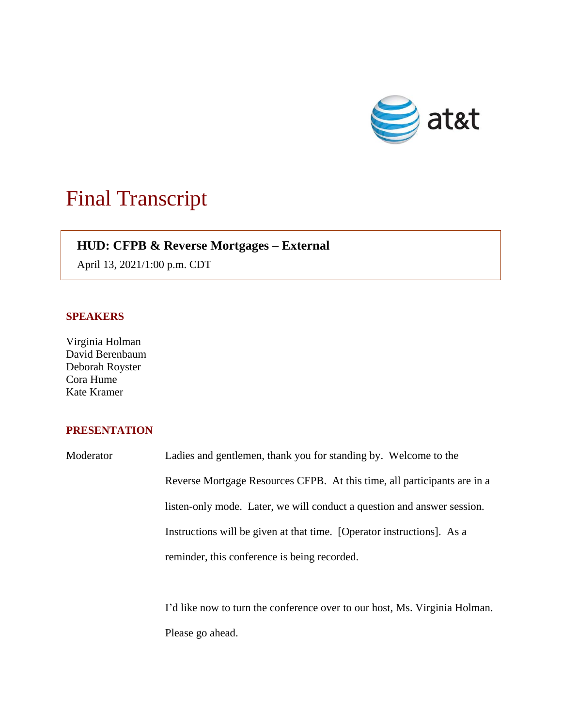at&t

# Final Transcript

**HUD: CFPB & Reverse Mortgages – External**

April 13, 2021/1:00 p.m. CDT

## SPEAKERS

Virginia Holman
David Berenbaum
Deborah Royster
Cora Hume
Kate Kramer

## PRESENTATION

Moderator Ladies and gentlemen, thank you for standing by. Welcome to the Reverse Mortgage Resources CFPB. At this time, all participants are in a listen-only mode. Later, we will conduct a question and answer session. Instructions will be given at that time. [Operator instructions]. As a reminder, this conference is being recorded.

I'd like now to turn the conference over to our host, Ms. Virginia Holman. Please go ahead.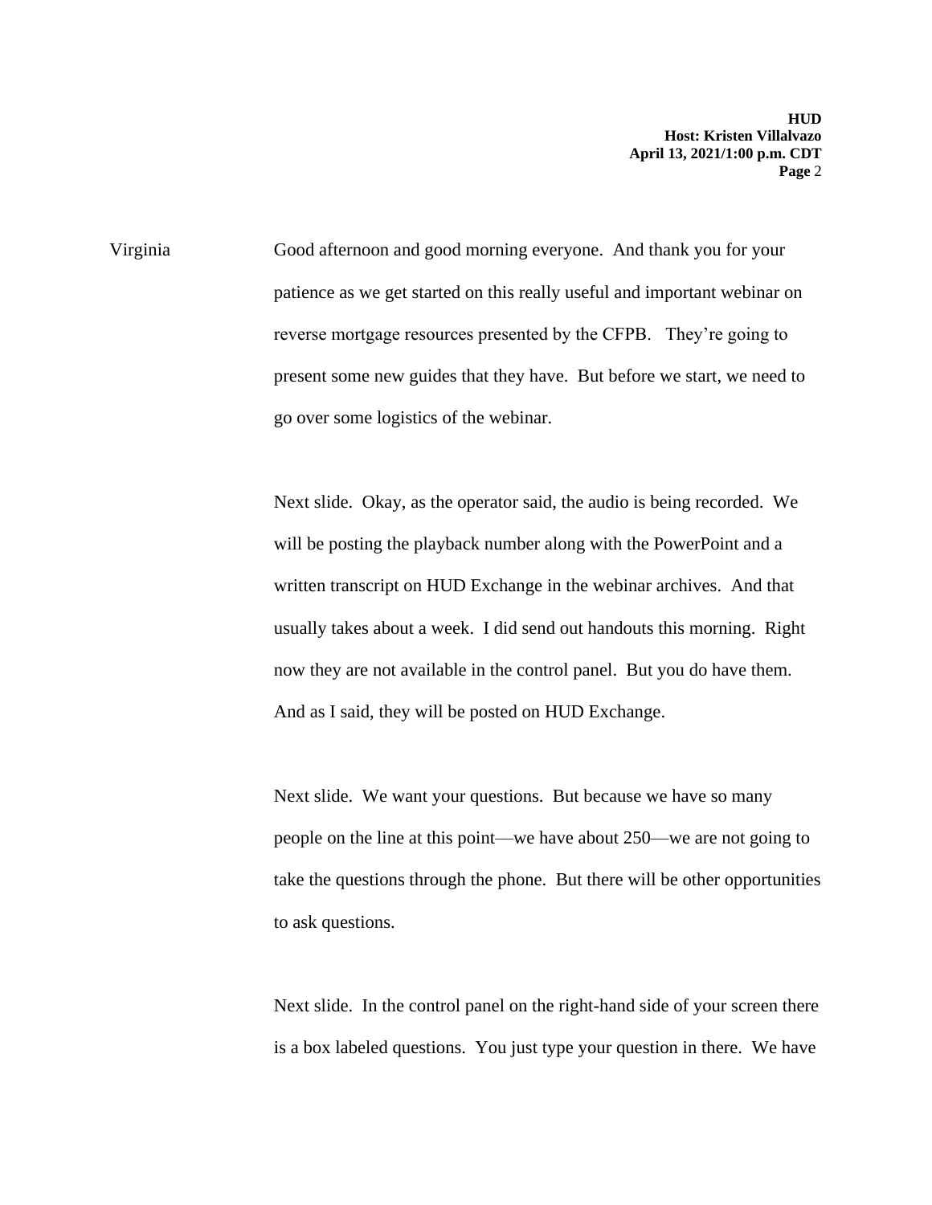Virginia Good afternoon and good morning everyone. And thank you for your patience as we get started on this really useful and important webinar on reverse mortgage resources presented by the CFPB. They're going to present some new guides that they have. But before we start, we need to go over some logistics of the webinar.

Next slide. Okay, as the operator said, the audio is being recorded. We will be posting the playback number along with the PowerPoint and a written transcript on HUD Exchange in the webinar archives. And that usually takes about a week. I did send out handouts this morning. Right now they are not available in the control panel. But you do have them. And as I said, they will be posted on HUD Exchange.

Next slide. We want your questions. But because we have so many people on the line at this point—we have about 250—we are not going to take the questions through the phone. But there will be other opportunities to ask questions.

Next slide. In the control panel on the right-hand side of your screen there is a box labeled questions. You just type your question in there. We have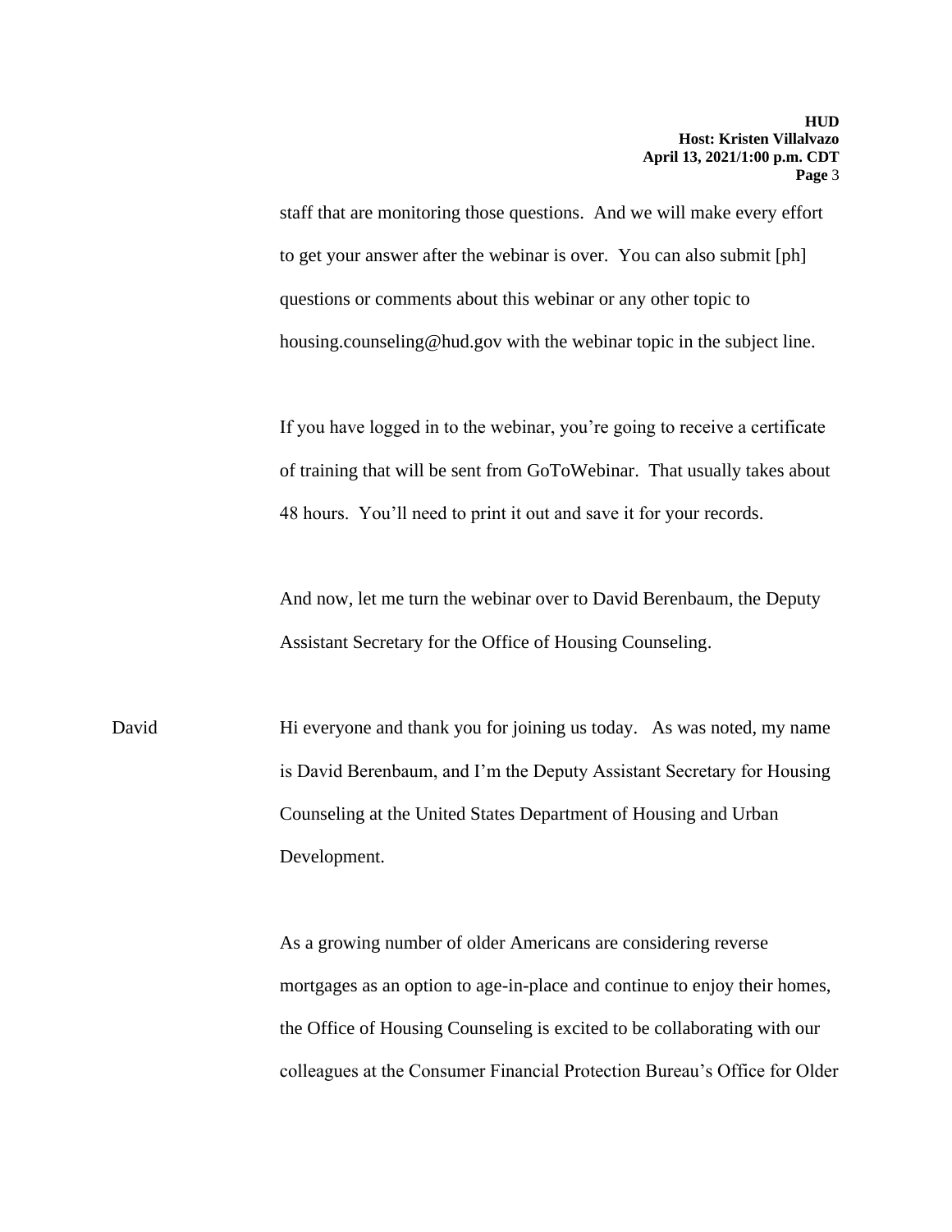staff that are monitoring those questions. And we will make every effort to get your answer after the webinar is over. You can also submit [ph] questions or comments about this webinar or any other topic to housing.counseling@hud.gov with the webinar topic in the subject line.

If you have logged in to the webinar, you're going to receive a certificate of training that will be sent from GoToWebinar. That usually takes about 48 hours. You'll need to print it out and save it for your records.

And now, let me turn the webinar over to David Berenbaum, the Deputy Assistant Secretary for the Office of Housing Counseling.

David Hi everyone and thank you for joining us today. As was noted, my name is David Berenbaum, and I'm the Deputy Assistant Secretary for Housing Counseling at the United States Department of Housing and Urban Development.

As a growing number of older Americans are considering reverse mortgages as an option to age-in-place and continue to enjoy their homes, the Office of Housing Counseling is excited to be collaborating with our colleagues at the Consumer Financial Protection Bureau's Office for Older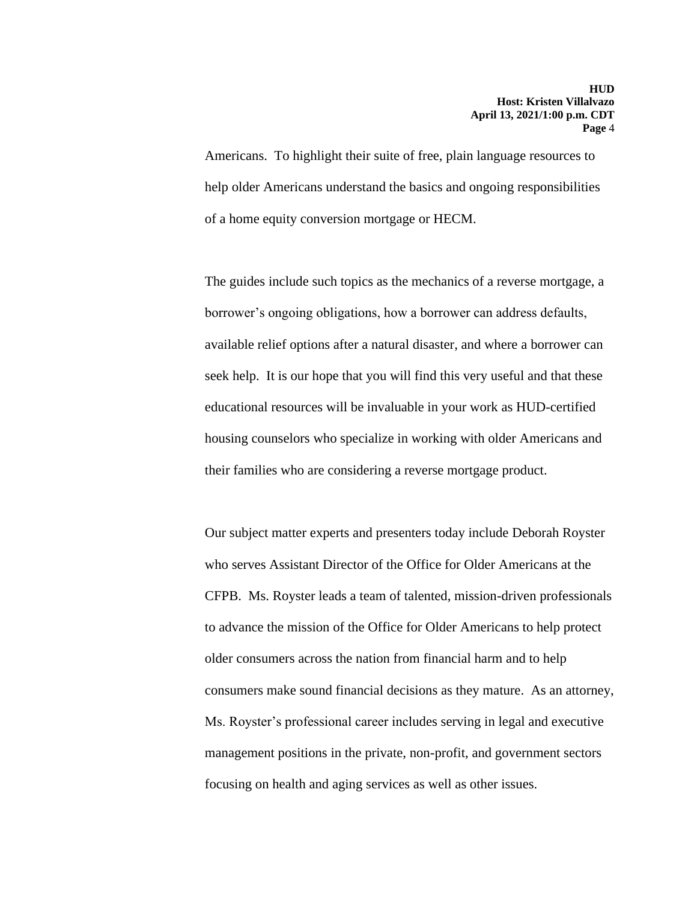Americans. To highlight their suite of free, plain language resources to help older Americans understand the basics and ongoing responsibilities of a home equity conversion mortgage or HECM.

The guides include such topics as the mechanics of a reverse mortgage, a borrower's ongoing obligations, how a borrower can address defaults, available relief options after a natural disaster, and where a borrower can seek help. It is our hope that you will find this very useful and that these educational resources will be invaluable in your work as HUD-certified housing counselors who specialize in working with older Americans and their families who are considering a reverse mortgage product.

Our subject matter experts and presenters today include Deborah Royster who serves Assistant Director of the Office for Older Americans at the CFPB. Ms. Royster leads a team of talented, mission-driven professionals to advance the mission of the Office for Older Americans to help protect older consumers across the nation from financial harm and to help consumers make sound financial decisions as they mature. As an attorney, Ms. Royster's professional career includes serving in legal and executive management positions in the private, non-profit, and government sectors focusing on health and aging services as well as other issues.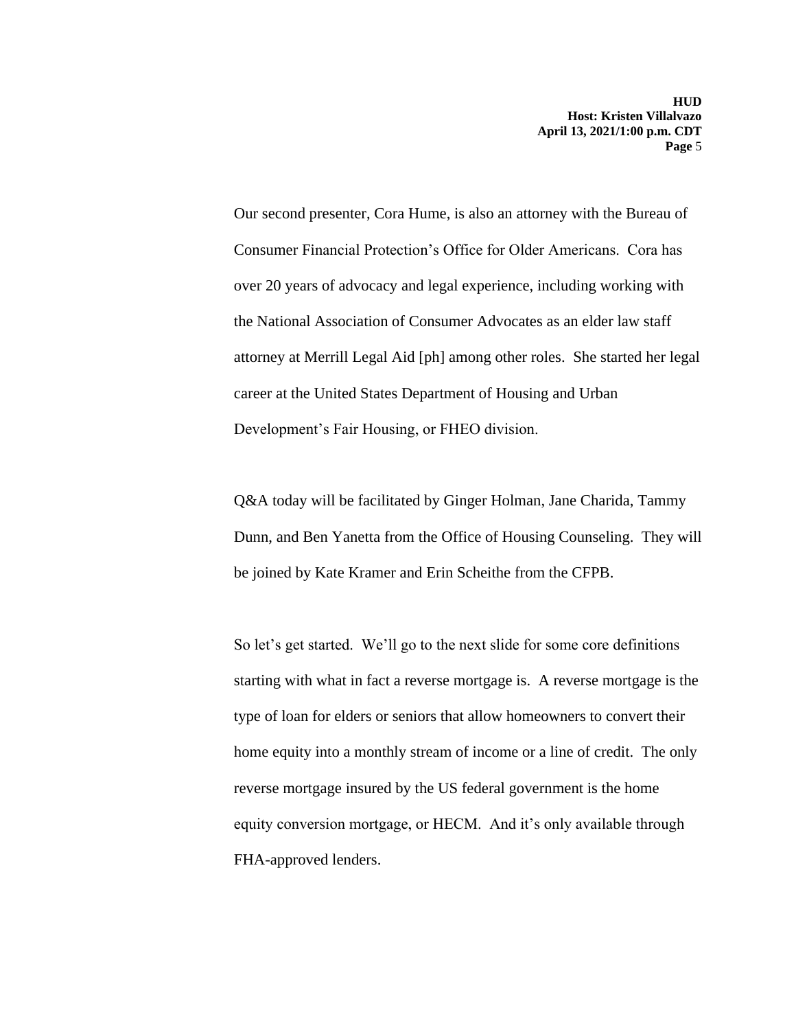Our second presenter, Cora Hume, is also an attorney with the Bureau of Consumer Financial Protection's Office for Older Americans. Cora has over 20 years of advocacy and legal experience, including working with the National Association of Consumer Advocates as an elder law staff attorney at Merrill Legal Aid [ph] among other roles. She started her legal career at the United States Department of Housing and Urban Development's Fair Housing, or FHEO division.

Q&A today will be facilitated by Ginger Holman, Jane Charida, Tammy Dunn, and Ben Yanetta from the Office of Housing Counseling. They will be joined by Kate Kramer and Erin Scheithe from the CFPB.

So let's get started. We'll go to the next slide for some core definitions starting with what in fact a reverse mortgage is. A reverse mortgage is the type of loan for elders or seniors that allow homeowners to convert their home equity into a monthly stream of income or a line of credit. The only reverse mortgage insured by the US federal government is the home equity conversion mortgage, or HECM. And it's only available through FHA-approved lenders.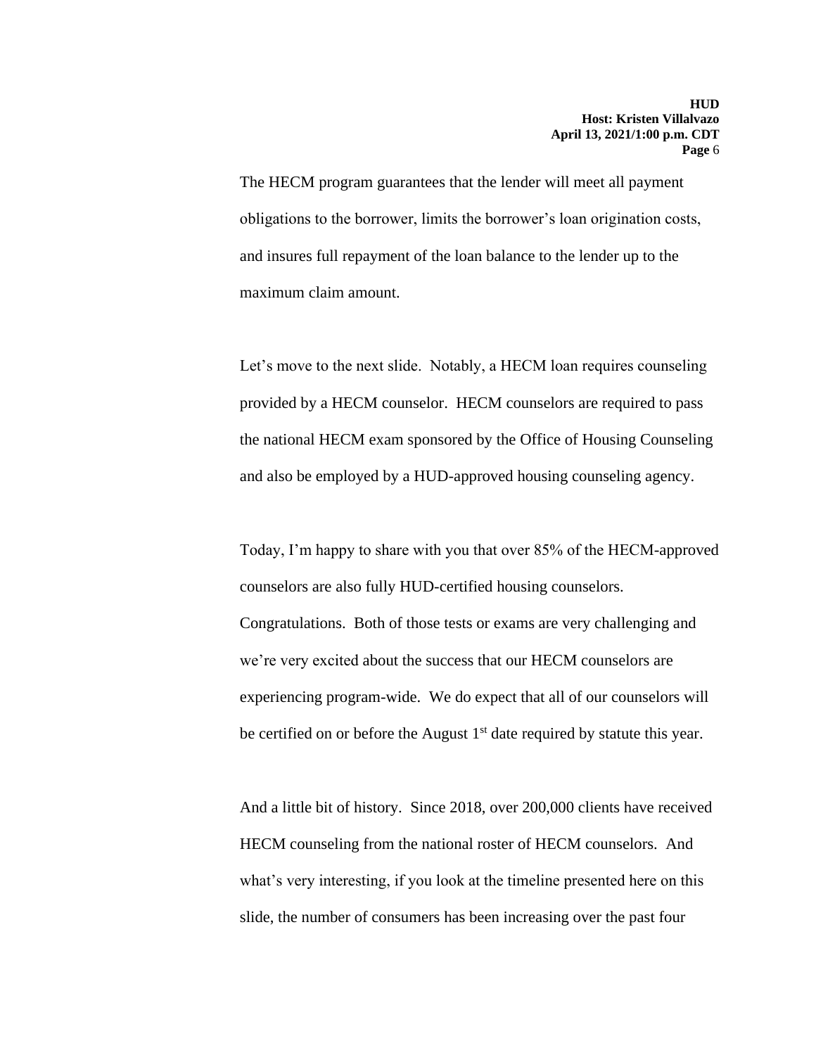The HECM program guarantees that the lender will meet all payment obligations to the borrower, limits the borrower's loan origination costs, and insures full repayment of the loan balance to the lender up to the maximum claim amount.

Let's move to the next slide. Notably, a HECM loan requires counseling provided by a HECM counselor. HECM counselors are required to pass the national HECM exam sponsored by the Office of Housing Counseling and also be employed by a HUD-approved housing counseling agency.

Today, I'm happy to share with you that over 85% of the HECM-approved counselors are also fully HUD-certified housing counselors. Congratulations. Both of those tests or exams are very challenging and we're very excited about the success that our HECM counselors are experiencing program-wide. We do expect that all of our counselors will be certified on or before the August 1st date required by statute this year.

And a little bit of history. Since 2018, over 200,000 clients have received HECM counseling from the national roster of HECM counselors. And what's very interesting, if you look at the timeline presented here on this slide, the number of consumers has been increasing over the past four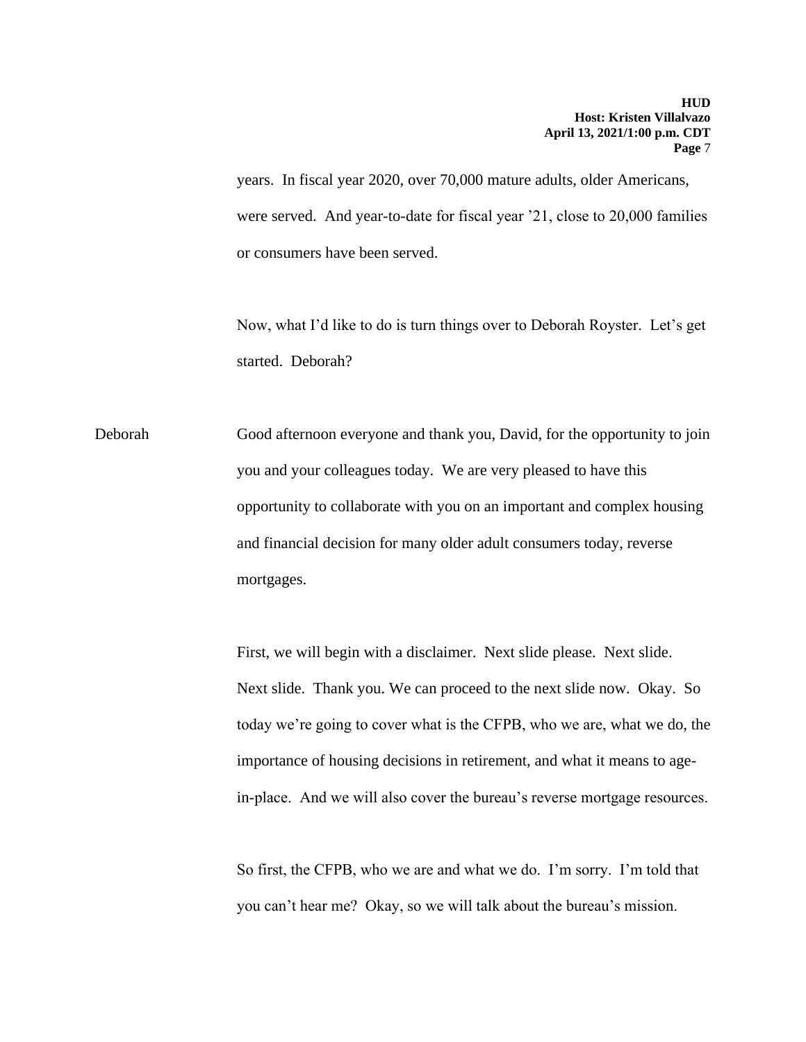years. In fiscal year 2020, over 70,000 mature adults, older Americans, were served. And year-to-date for fiscal year '21, close to 20,000 families or consumers have been served.

Now, what I'd like to do is turn things over to Deborah Royster. Let's get started. Deborah?

Deborah: Good afternoon everyone and thank you, David, for the opportunity to join you and your colleagues today. We are very pleased to have this opportunity to collaborate with you on an important and complex housing and financial decision for many older adult consumers today, reverse mortgages.

First, we will begin with a disclaimer. Next slide please. Next slide. Next slide. Thank you. We can proceed to the next slide now. Okay. So today we're going to cover what is the CFPB, who we are, what we do, the importance of housing decisions in retirement, and what it means to age-in-place. And we will also cover the bureau's reverse mortgage resources.

So first, the CFPB, who we are and what we do. I'm sorry. I'm told that you can't hear me? Okay, so we will talk about the bureau's mission.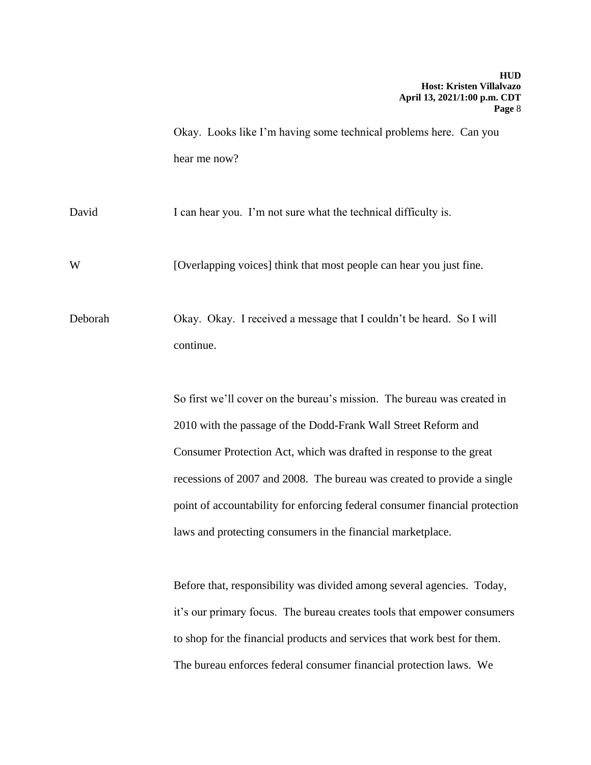Okay. Looks like I'm having some technical problems here. Can you hear me now?

David I can hear you. I'm not sure what the technical difficulty is.

W [Overlapping voices] think that most people can hear you just fine.

Deborah Okay. Okay. I received a message that I couldn't be heard. So I will continue.

So first we'll cover on the bureau's mission. The bureau was created in 2010 with the passage of the Dodd-Frank Wall Street Reform and Consumer Protection Act, which was drafted in response to the great recessions of 2007 and 2008. The bureau was created to provide a single point of accountability for enforcing federal consumer financial protection laws and protecting consumers in the financial marketplace.

Before that, responsibility was divided among several agencies. Today, it's our primary focus. The bureau creates tools that empower consumers to shop for the financial products and services that work best for them. The bureau enforces federal consumer financial protection laws. We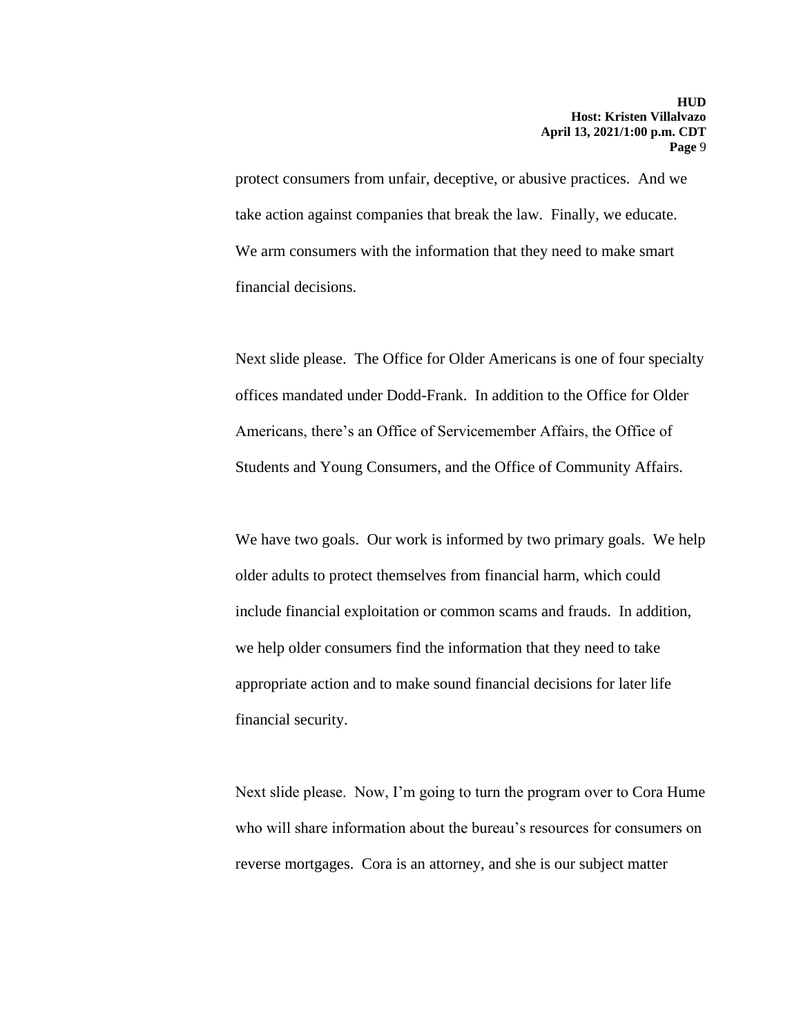protect consumers from unfair, deceptive, or abusive practices. And we take action against companies that break the law. Finally, we educate. We arm consumers with the information that they need to make smart financial decisions.

Next slide please. The Office for Older Americans is one of four specialty offices mandated under Dodd-Frank. In addition to the Office for Older Americans, there's an Office of Servicemember Affairs, the Office of Students and Young Consumers, and the Office of Community Affairs.

We have two goals. Our work is informed by two primary goals. We help older adults to protect themselves from financial harm, which could include financial exploitation or common scams and frauds. In addition, we help older consumers find the information that they need to take appropriate action and to make sound financial decisions for later life financial security.

Next slide please. Now, I'm going to turn the program over to Cora Hume who will share information about the bureau's resources for consumers on reverse mortgages. Cora is an attorney, and she is our subject matter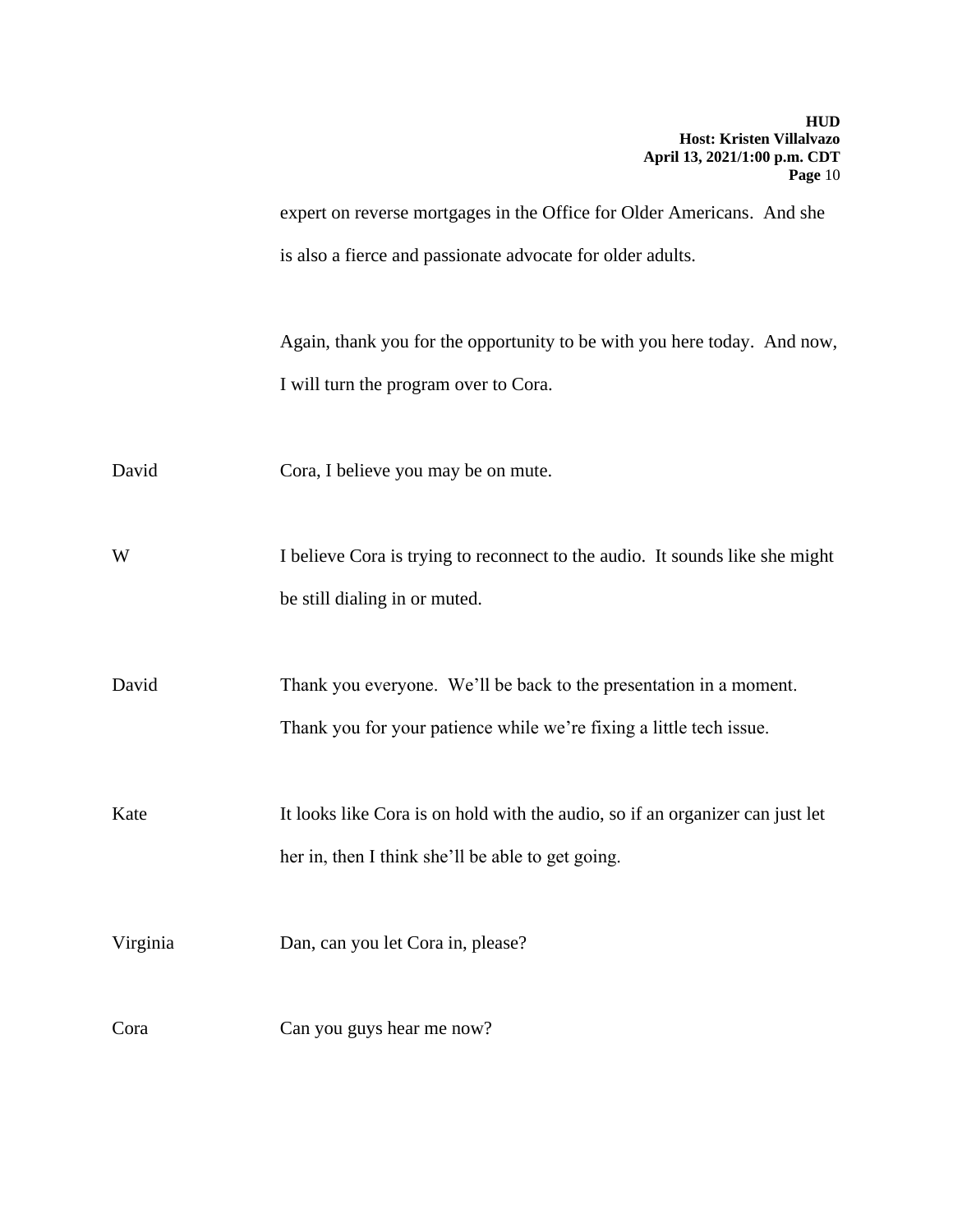expert on reverse mortgages in the Office for Older Americans. And she is also a fierce and passionate advocate for older adults.

Again, thank you for the opportunity to be with you here today. And now, I will turn the program over to Cora.

David: Cora, I believe you may be on mute.

W: I believe Cora is trying to reconnect to the audio. It sounds like she might be still dialing in or muted.

David: Thank you everyone. We'll be back to the presentation in a moment. Thank you for your patience while we're fixing a little tech issue.

Kate: It looks like Cora is on hold with the audio, so if an organizer can just let her in, then I think she'll be able to get going.

Virginia: Dan, can you let Cora in, please?

Cora: Can you guys hear me now?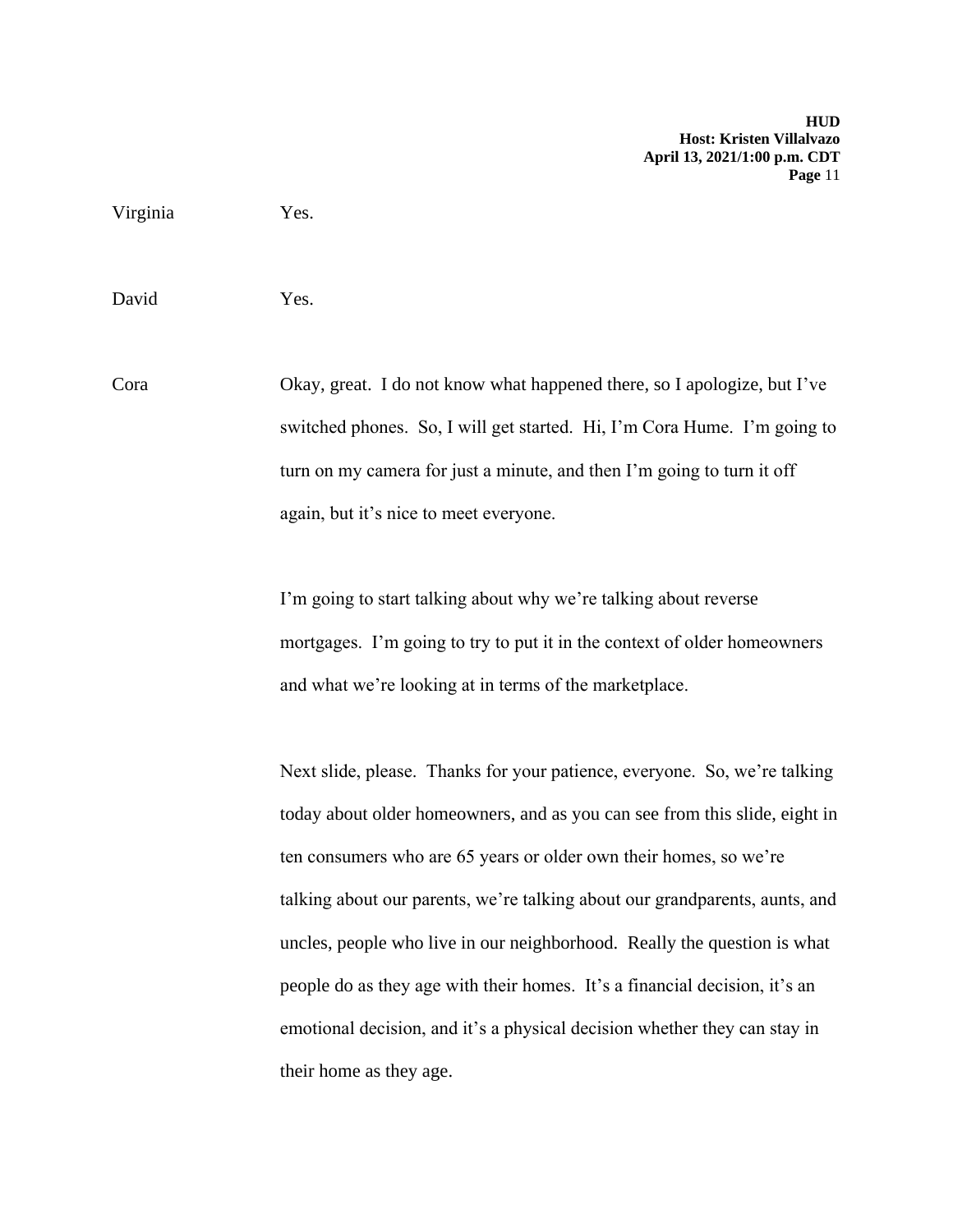Virginia Yes.

David Yes.

Cora Okay, great. I do not know what happened there, so I apologize, but I've switched phones. So, I will get started. Hi, I'm Cora Hume. I'm going to turn on my camera for just a minute, and then I'm going to turn it off again, but it's nice to meet everyone.

I'm going to start talking about why we're talking about reverse mortgages. I'm going to try to put it in the context of older homeowners and what we're looking at in terms of the marketplace.

Next slide, please. Thanks for your patience, everyone. So, we're talking today about older homeowners, and as you can see from this slide, eight in ten consumers who are 65 years or older own their homes, so we're talking about our parents, we're talking about our grandparents, aunts, and uncles, people who live in our neighborhood. Really the question is what people do as they age with their homes. It's a financial decision, it's an emotional decision, and it's a physical decision whether they can stay in their home as they age.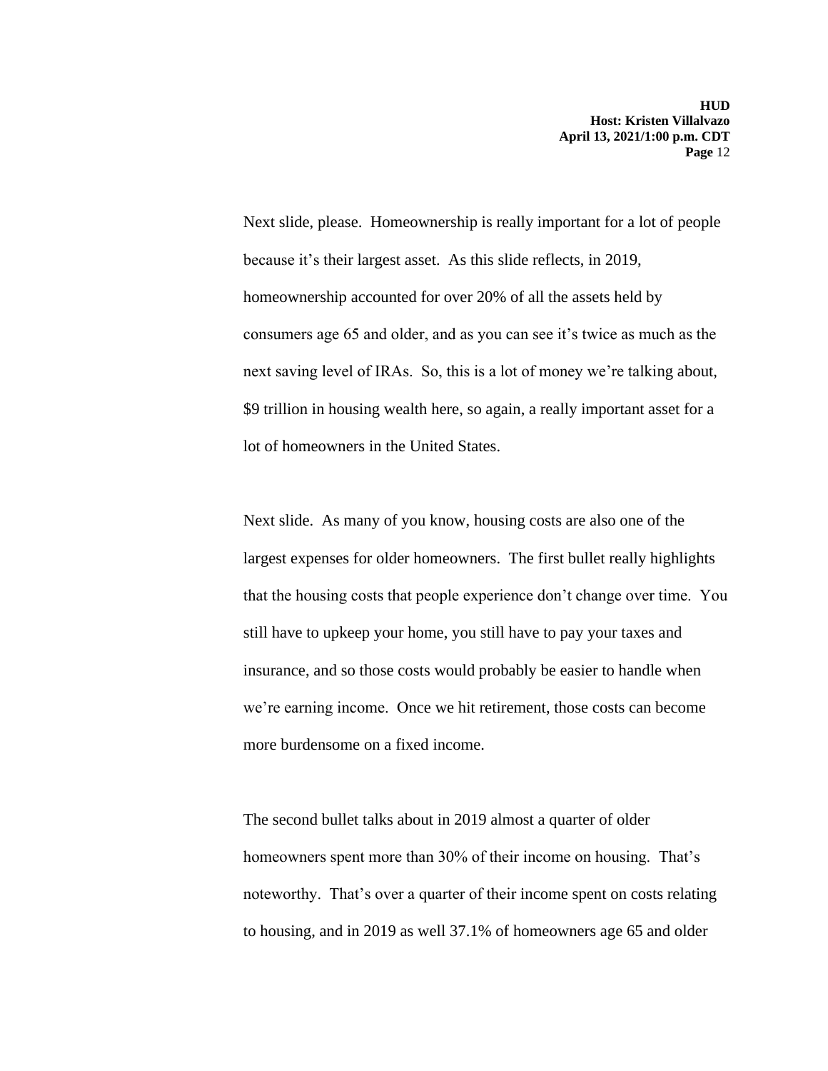Next slide, please. Homeownership is really important for a lot of people because it's their largest asset. As this slide reflects, in 2019, homeownership accounted for over 20% of all the assets held by consumers age 65 and older, and as you can see it's twice as much as the next saving level of IRAs. So, this is a lot of money we're talking about, $9 trillion in housing wealth here, so again, a really important asset for a lot of homeowners in the United States.

Next slide. As many of you know, housing costs are also one of the largest expenses for older homeowners. The first bullet really highlights that the housing costs that people experience don't change over time. You still have to upkeep your home, you still have to pay your taxes and insurance, and so those costs would probably be easier to handle when we're earning income. Once we hit retirement, those costs can become more burdensome on a fixed income.

The second bullet talks about in 2019 almost a quarter of older homeowners spent more than 30% of their income on housing. That's noteworthy. That's over a quarter of their income spent on costs relating to housing, and in 2019 as well 37.1% of homeowners age 65 and older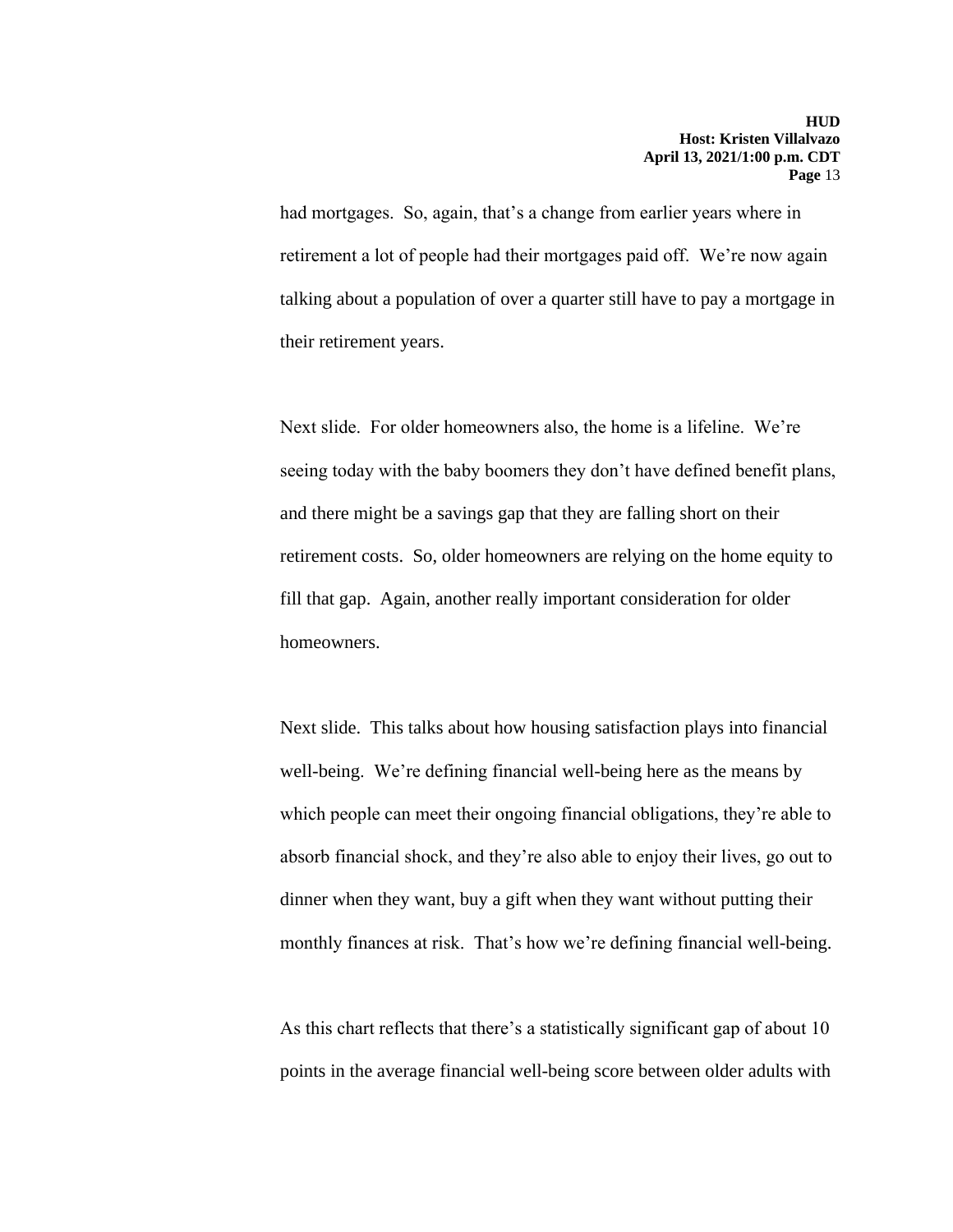had mortgages. So, again, that's a change from earlier years where in retirement a lot of people had their mortgages paid off. We're now again talking about a population of over a quarter still have to pay a mortgage in their retirement years.

Next slide. For older homeowners also, the home is a lifeline. We're seeing today with the baby boomers they don't have defined benefit plans, and there might be a savings gap that they are falling short on their retirement costs. So, older homeowners are relying on the home equity to fill that gap. Again, another really important consideration for older homeowners.

Next slide. This talks about how housing satisfaction plays into financial well-being. We're defining financial well-being here as the means by which people can meet their ongoing financial obligations, they're able to absorb financial shock, and they're also able to enjoy their lives, go out to dinner when they want, buy a gift when they want without putting their monthly finances at risk. That's how we're defining financial well-being.

As this chart reflects that there's a statistically significant gap of about 10 points in the average financial well-being score between older adults with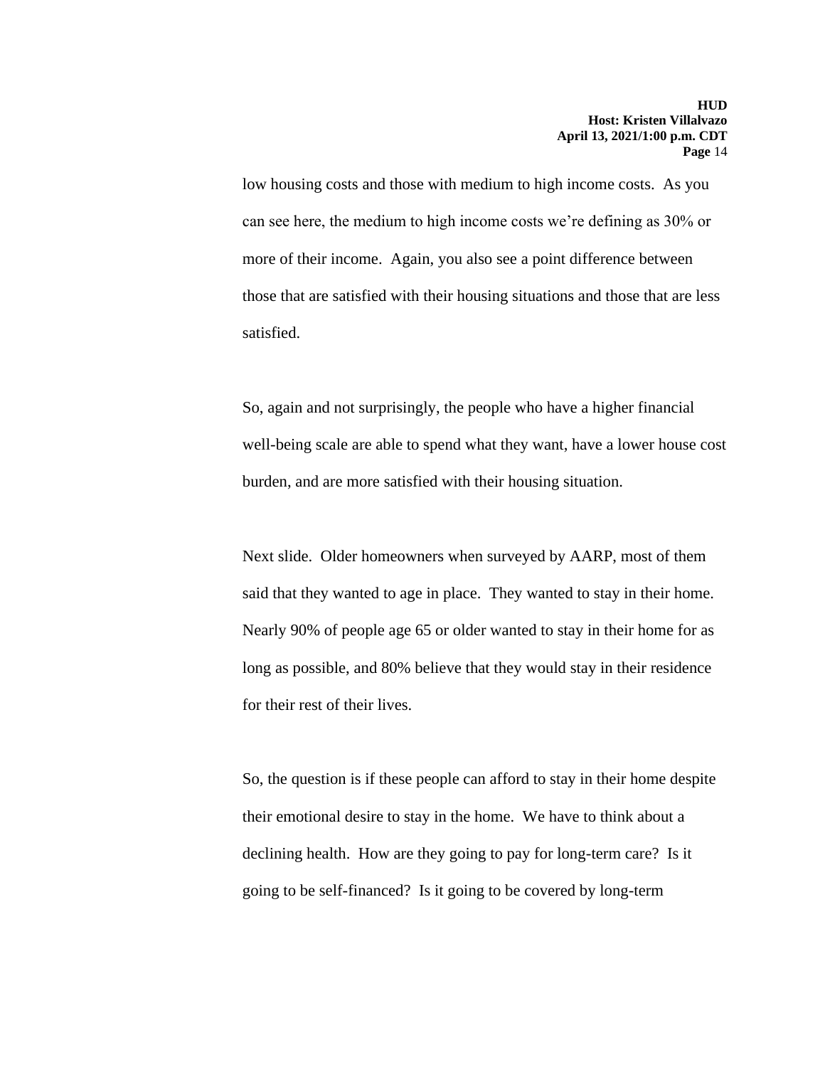low housing costs and those with medium to high income costs. As you can see here, the medium to high income costs we're defining as 30% or more of their income. Again, you also see a point difference between those that are satisfied with their housing situations and those that are less satisfied.

So, again and not surprisingly, the people who have a higher financial well-being scale are able to spend what they want, have a lower house cost burden, and are more satisfied with their housing situation.

Next slide. Older homeowners when surveyed by AARP, most of them said that they wanted to age in place. They wanted to stay in their home. Nearly 90% of people age 65 or older wanted to stay in their home for as long as possible, and 80% believe that they would stay in their residence for their rest of their lives.

So, the question is if these people can afford to stay in their home despite their emotional desire to stay in the home. We have to think about a declining health. How are they going to pay for long-term care? Is it going to be self-financed? Is it going to be covered by long-term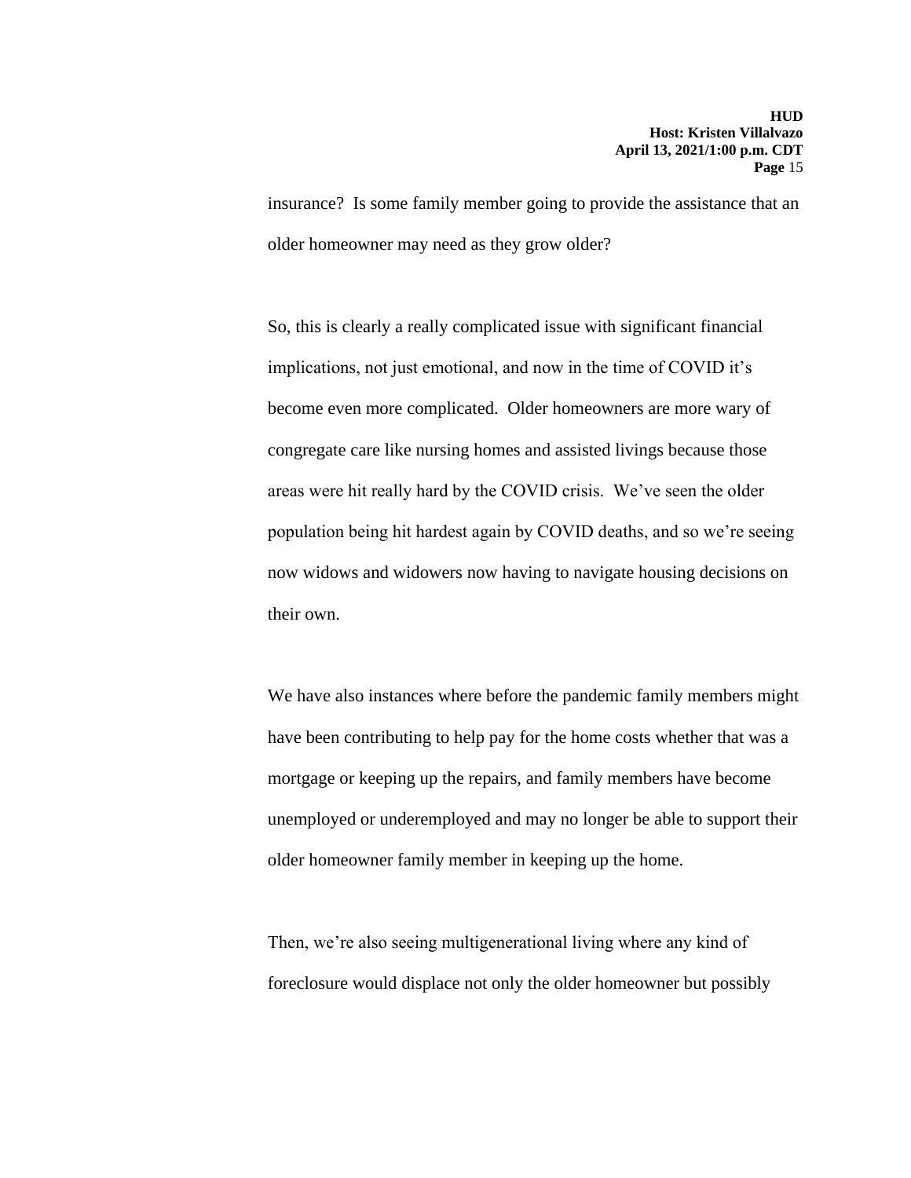insurance? Is some family member going to provide the assistance that an older homeowner may need as they grow older?

So, this is clearly a really complicated issue with significant financial implications, not just emotional, and now in the time of COVID it's become even more complicated. Older homeowners are more wary of congregate care like nursing homes and assisted livings because those areas were hit really hard by the COVID crisis. We've seen the older population being hit hardest again by COVID deaths, and so we're seeing now widows and widowers now having to navigate housing decisions on their own.

We have also instances where before the pandemic family members might have been contributing to help pay for the home costs whether that was a mortgage or keeping up the repairs, and family members have become unemployed or underemployed and may no longer be able to support their older homeowner family member in keeping up the home.

Then, we're also seeing multigenerational living where any kind of foreclosure would displace not only the older homeowner but possibly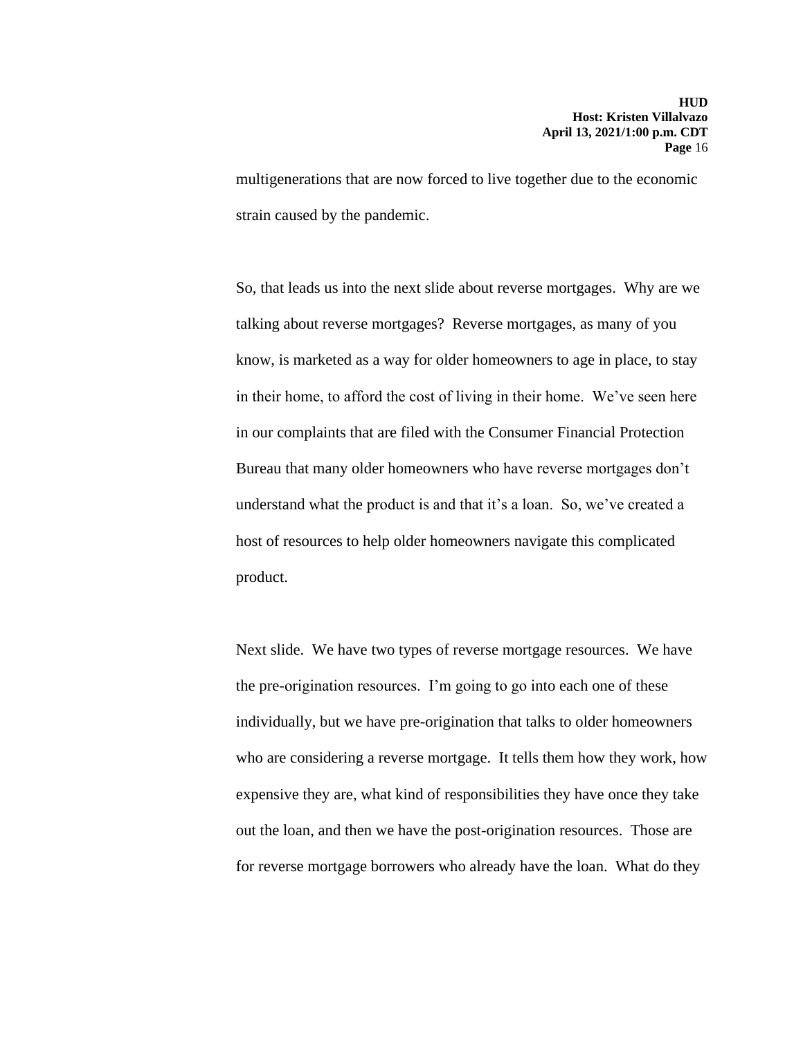multigenerations that are now forced to live together due to the economic strain caused by the pandemic.

So, that leads us into the next slide about reverse mortgages. Why are we talking about reverse mortgages? Reverse mortgages, as many of you know, is marketed as a way for older homeowners to age in place, to stay in their home, to afford the cost of living in their home. We've seen here in our complaints that are filed with the Consumer Financial Protection Bureau that many older homeowners who have reverse mortgages don't understand what the product is and that it's a loan. So, we've created a host of resources to help older homeowners navigate this complicated product.

Next slide. We have two types of reverse mortgage resources. We have the pre-origination resources. I'm going to go into each one of these individually, but we have pre-origination that talks to older homeowners who are considering a reverse mortgage. It tells them how they work, how expensive they are, what kind of responsibilities they have once they take out the loan, and then we have the post-origination resources. Those are for reverse mortgage borrowers who already have the loan. What do they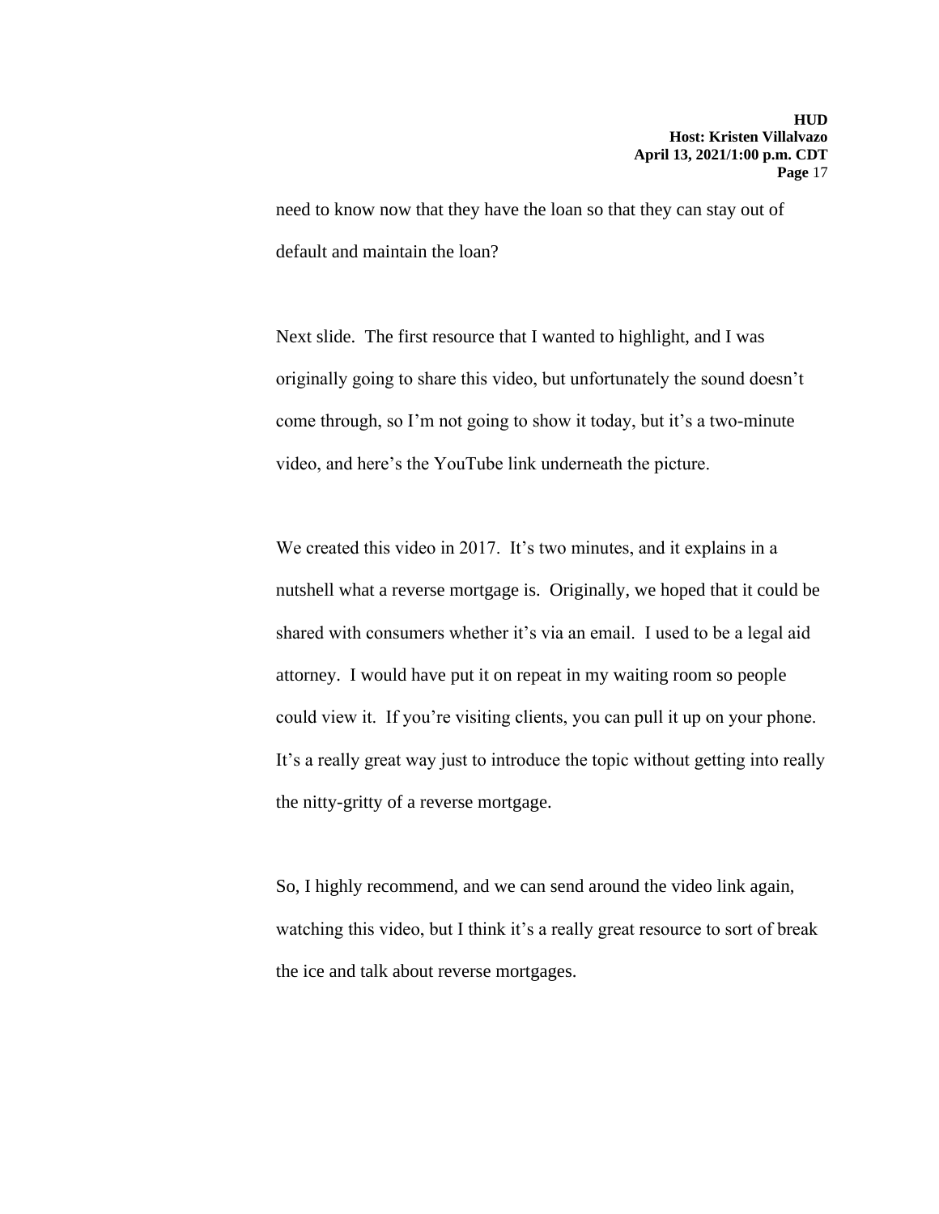need to know now that they have the loan so that they can stay out of default and maintain the loan?

Next slide. The first resource that I wanted to highlight, and I was originally going to share this video, but unfortunately the sound doesn't come through, so I'm not going to show it today, but it's a two-minute video, and here's the YouTube link underneath the picture.

We created this video in 2017. It's two minutes, and it explains in a nutshell what a reverse mortgage is. Originally, we hoped that it could be shared with consumers whether it's via an email. I used to be a legal aid attorney. I would have put it on repeat in my waiting room so people could view it. If you're visiting clients, you can pull it up on your phone. It's a really great way just to introduce the topic without getting into really the nitty-gritty of a reverse mortgage.

So, I highly recommend, and we can send around the video link again, watching this video, but I think it's a really great resource to sort of break the ice and talk about reverse mortgages.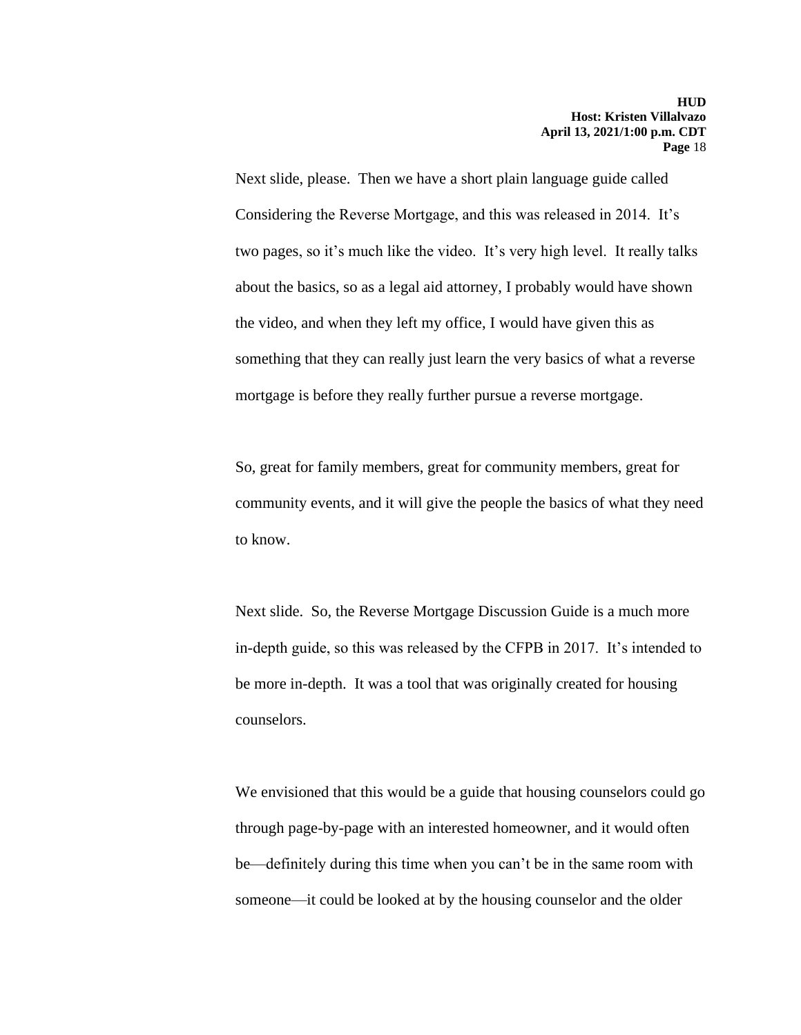Next slide, please. Then we have a short plain language guide called Considering the Reverse Mortgage, and this was released in 2014. It's two pages, so it's much like the video. It's very high level. It really talks about the basics, so as a legal aid attorney, I probably would have shown the video, and when they left my office, I would have given this as something that they can really just learn the very basics of what a reverse mortgage is before they really further pursue a reverse mortgage.

So, great for family members, great for community members, great for community events, and it will give the people the basics of what they need to know.

Next slide. So, the Reverse Mortgage Discussion Guide is a much more in-depth guide, so this was released by the CFPB in 2017. It's intended to be more in-depth. It was a tool that was originally created for housing counselors.

We envisioned that this would be a guide that housing counselors could go through page-by-page with an interested homeowner, and it would often be—definitely during this time when you can't be in the same room with someone—it could be looked at by the housing counselor and the older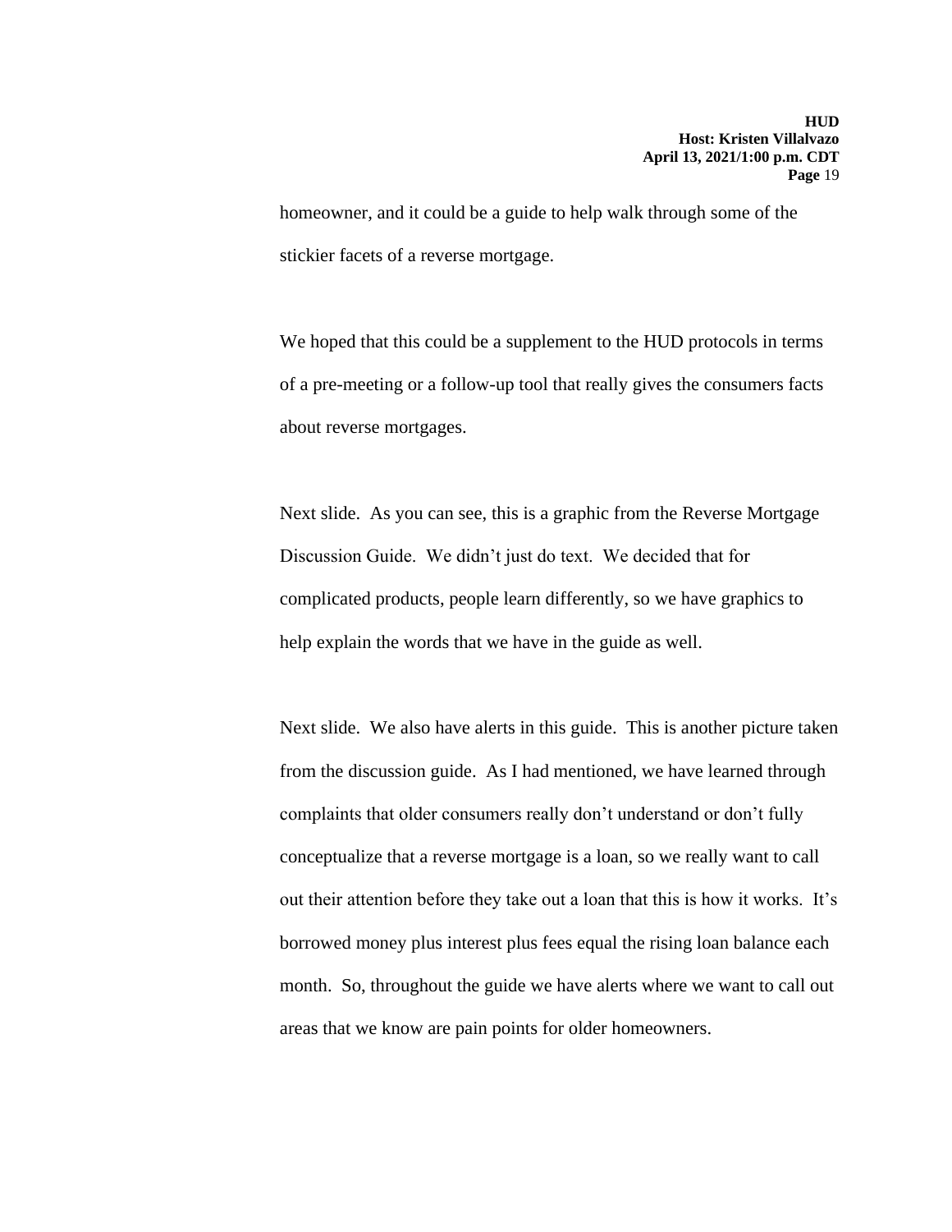homeowner, and it could be a guide to help walk through some of the stickier facets of a reverse mortgage.

We hoped that this could be a supplement to the HUD protocols in terms of a pre-meeting or a follow-up tool that really gives the consumers facts about reverse mortgages.

Next slide. As you can see, this is a graphic from the Reverse Mortgage Discussion Guide. We didn't just do text. We decided that for complicated products, people learn differently, so we have graphics to help explain the words that we have in the guide as well.

Next slide. We also have alerts in this guide. This is another picture taken from the discussion guide. As I had mentioned, we have learned through complaints that older consumers really don't understand or don't fully conceptualize that a reverse mortgage is a loan, so we really want to call out their attention before they take out a loan that this is how it works. It's borrowed money plus interest plus fees equal the rising loan balance each month. So, throughout the guide we have alerts where we want to call out areas that we know are pain points for older homeowners.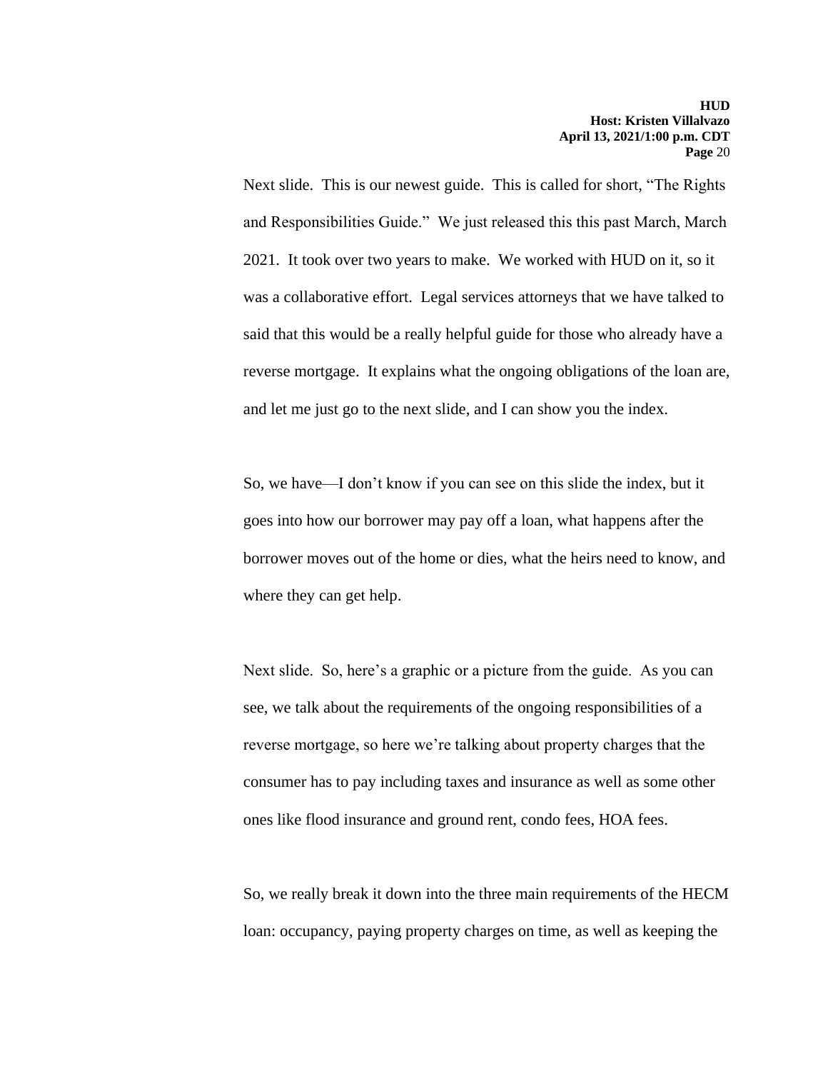Next slide. This is our newest guide. This is called for short, "The Rights and Responsibilities Guide." We just released this this past March, March 2021. It took over two years to make. We worked with HUD on it, so it was a collaborative effort. Legal services attorneys that we have talked to said that this would be a really helpful guide for those who already have a reverse mortgage. It explains what the ongoing obligations of the loan are, and let me just go to the next slide, and I can show you the index.

So, we have—I don't know if you can see on this slide the index, but it goes into how our borrower may pay off a loan, what happens after the borrower moves out of the home or dies, what the heirs need to know, and where they can get help.

Next slide. So, here's a graphic or a picture from the guide. As you can see, we talk about the requirements of the ongoing responsibilities of a reverse mortgage, so here we're talking about property charges that the consumer has to pay including taxes and insurance as well as some other ones like flood insurance and ground rent, condo fees, HOA fees.

So, we really break it down into the three main requirements of the HECM loan: occupancy, paying property charges on time, as well as keeping the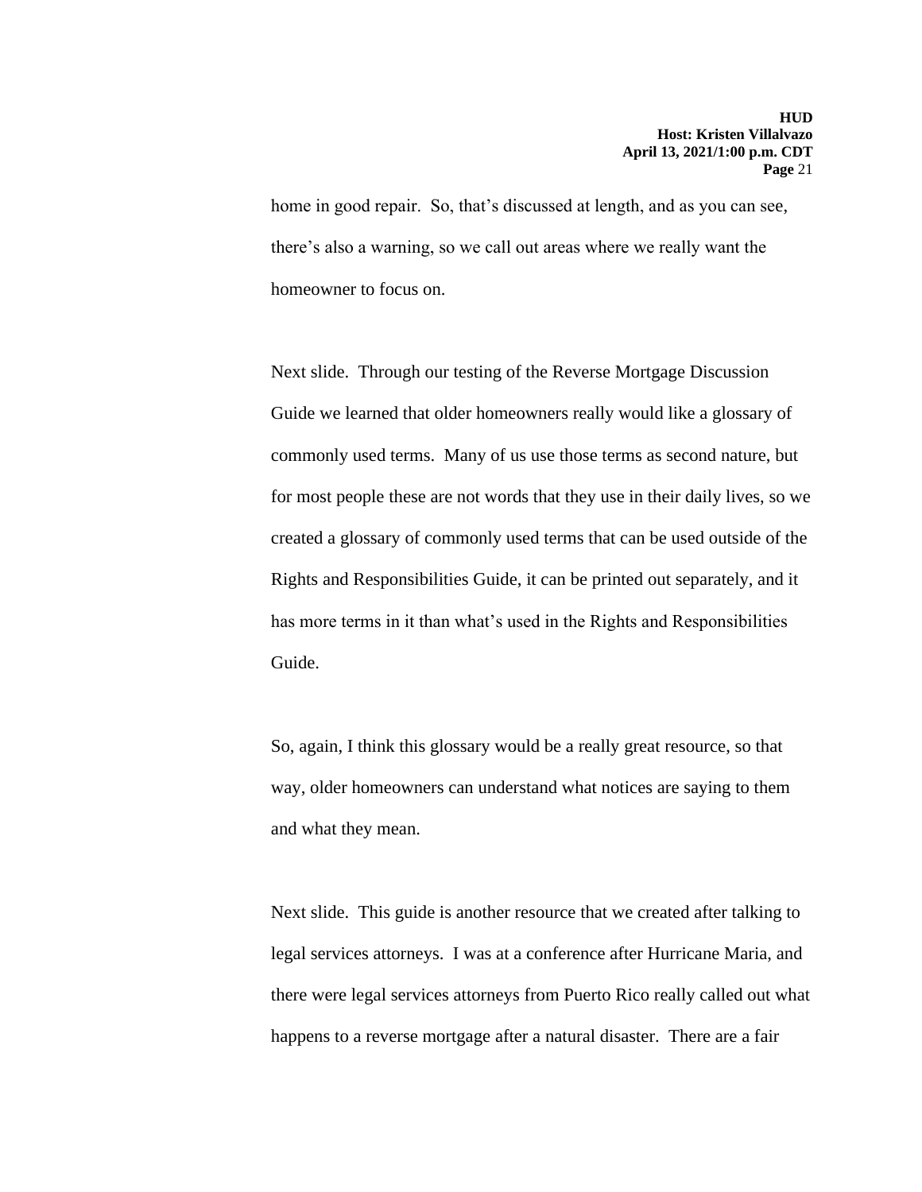home in good repair. So, that's discussed at length, and as you can see, there's also a warning, so we call out areas where we really want the homeowner to focus on.

Next slide. Through our testing of the Reverse Mortgage Discussion Guide we learned that older homeowners really would like a glossary of commonly used terms. Many of us use those terms as second nature, but for most people these are not words that they use in their daily lives, so we created a glossary of commonly used terms that can be used outside of the Rights and Responsibilities Guide, it can be printed out separately, and it has more terms in it than what's used in the Rights and Responsibilities Guide.

So, again, I think this glossary would be a really great resource, so that way, older homeowners can understand what notices are saying to them and what they mean.

Next slide. This guide is another resource that we created after talking to legal services attorneys. I was at a conference after Hurricane Maria, and there were legal services attorneys from Puerto Rico really called out what happens to a reverse mortgage after a natural disaster. There are a fair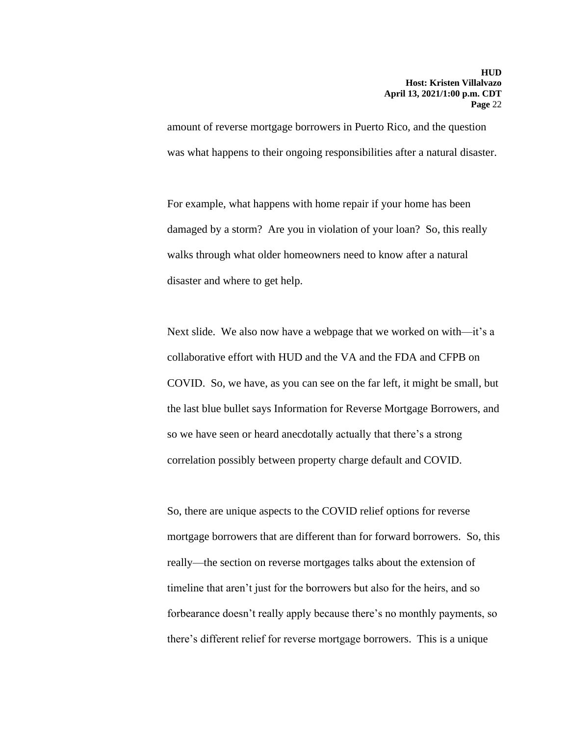amount of reverse mortgage borrowers in Puerto Rico, and the question was what happens to their ongoing responsibilities after a natural disaster.

For example, what happens with home repair if your home has been damaged by a storm? Are you in violation of your loan? So, this really walks through what older homeowners need to know after a natural disaster and where to get help.

Next slide. We also now have a webpage that we worked on with—it's a collaborative effort with HUD and the VA and the FDA and CFPB on COVID. So, we have, as you can see on the far left, it might be small, but the last blue bullet says Information for Reverse Mortgage Borrowers, and so we have seen or heard anecdotally actually that there's a strong correlation possibly between property charge default and COVID.

So, there are unique aspects to the COVID relief options for reverse mortgage borrowers that are different than for forward borrowers. So, this really—the section on reverse mortgages talks about the extension of timeline that aren't just for the borrowers but also for the heirs, and so forbearance doesn't really apply because there's no monthly payments, so there's different relief for reverse mortgage borrowers. This is a unique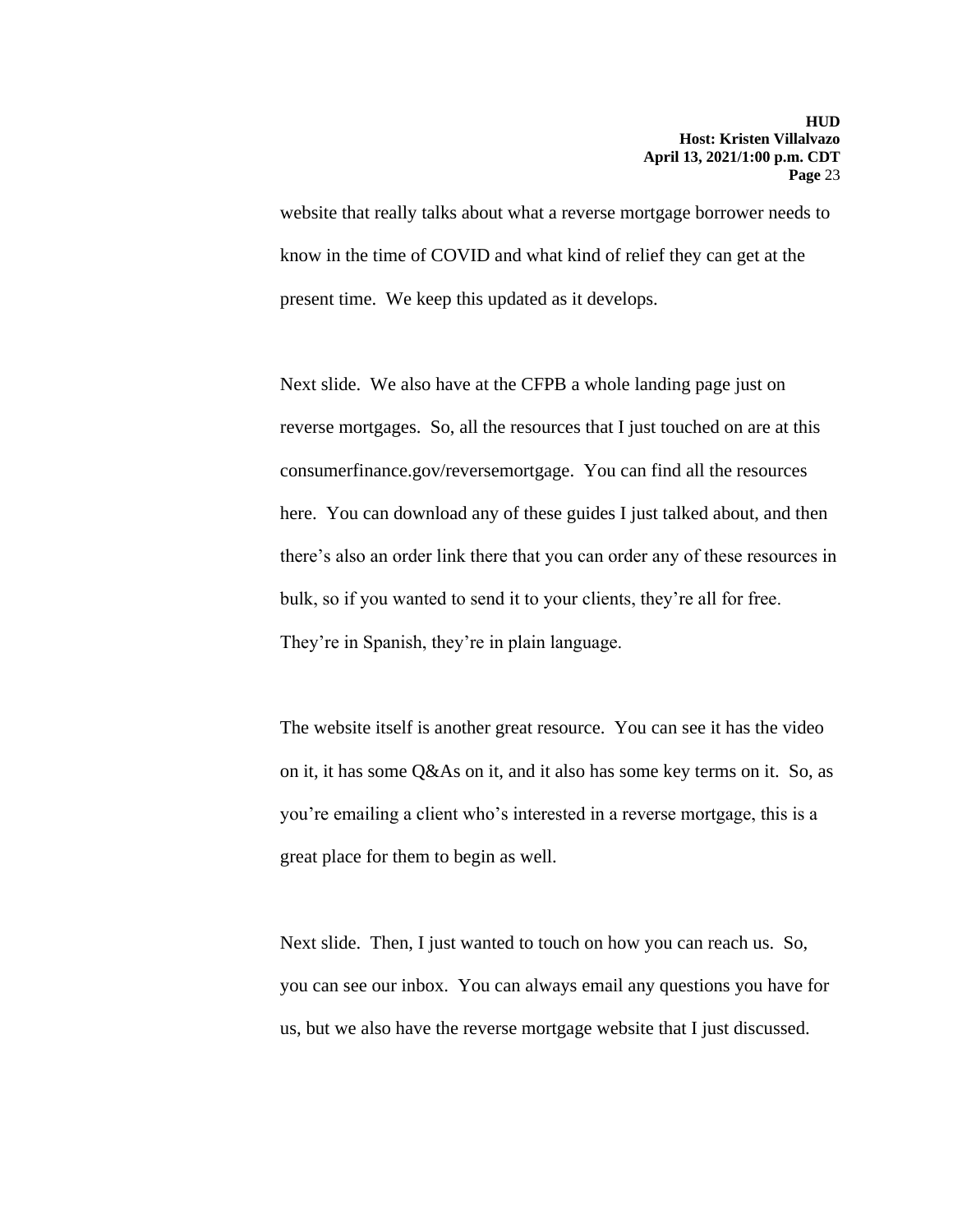website that really talks about what a reverse mortgage borrower needs to know in the time of COVID and what kind of relief they can get at the present time. We keep this updated as it develops.

Next slide. We also have at the CFPB a whole landing page just on reverse mortgages. So, all the resources that I just touched on are at this consumerfinance.gov/reversemortgage. You can find all the resources here. You can download any of these guides I just talked about, and then there's also an order link there that you can order any of these resources in bulk, so if you wanted to send it to your clients, they're all for free. They're in Spanish, they're in plain language.

The website itself is another great resource. You can see it has the video on it, it has some Q&As on it, and it also has some key terms on it. So, as you're emailing a client who's interested in a reverse mortgage, this is a great place for them to begin as well.

Next slide. Then, I just wanted to touch on how you can reach us. So, you can see our inbox. You can always email any questions you have for us, but we also have the reverse mortgage website that I just discussed.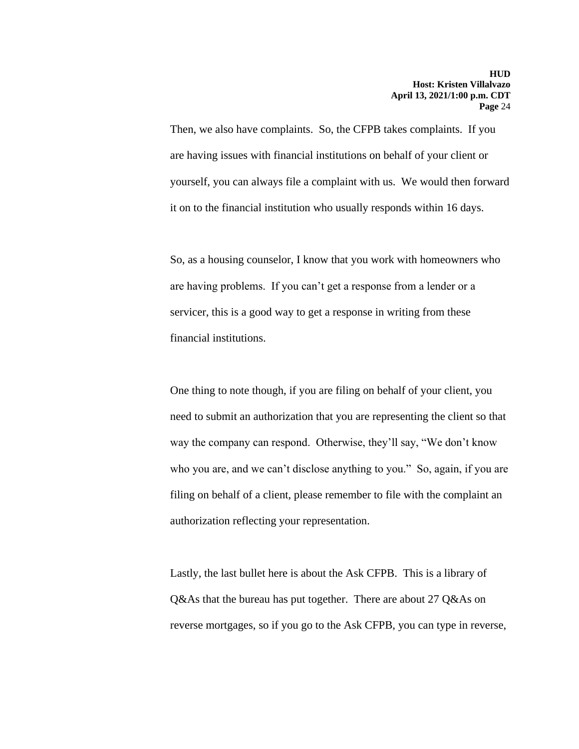Then, we also have complaints. So, the CFPB takes complaints. If you are having issues with financial institutions on behalf of your client or yourself, you can always file a complaint with us. We would then forward it on to the financial institution who usually responds within 16 days.

So, as a housing counselor, I know that you work with homeowners who are having problems. If you can't get a response from a lender or a servicer, this is a good way to get a response in writing from these financial institutions.

One thing to note though, if you are filing on behalf of your client, you need to submit an authorization that you are representing the client so that way the company can respond. Otherwise, they'll say, "We don't know who you are, and we can't disclose anything to you." So, again, if you are filing on behalf of a client, please remember to file with the complaint an authorization reflecting your representation.

Lastly, the last bullet here is about the Ask CFPB. This is a library of Q&As that the bureau has put together. There are about 27 Q&As on reverse mortgages, so if you go to the Ask CFPB, you can type in reverse,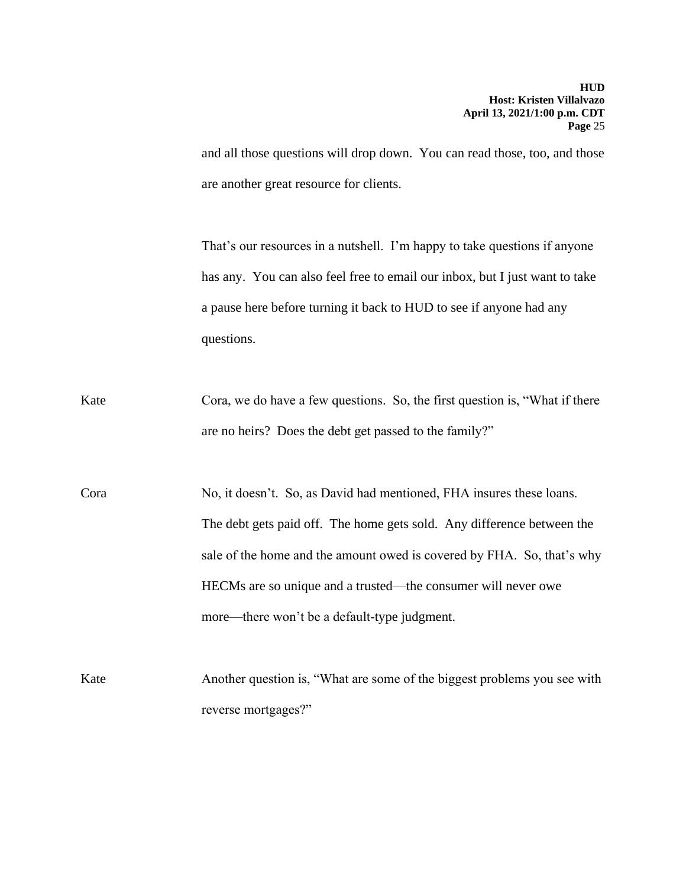and all those questions will drop down. You can read those, too, and those are another great resource for clients.

That's our resources in a nutshell. I'm happy to take questions if anyone has any. You can also feel free to email our inbox, but I just want to take a pause here before turning it back to HUD to see if anyone had any questions.

Kate — Cora, we do have a few questions. So, the first question is, "What if there are no heirs? Does the debt get passed to the family?"

Cora — No, it doesn't. So, as David had mentioned, FHA insures these loans. The debt gets paid off. The home gets sold. Any difference between the sale of the home and the amount owed is covered by FHA. So, that's why HECMs are so unique and a trusted—the consumer will never owe more—there won't be a default-type judgment.

Kate — Another question is, "What are some of the biggest problems you see with reverse mortgages?"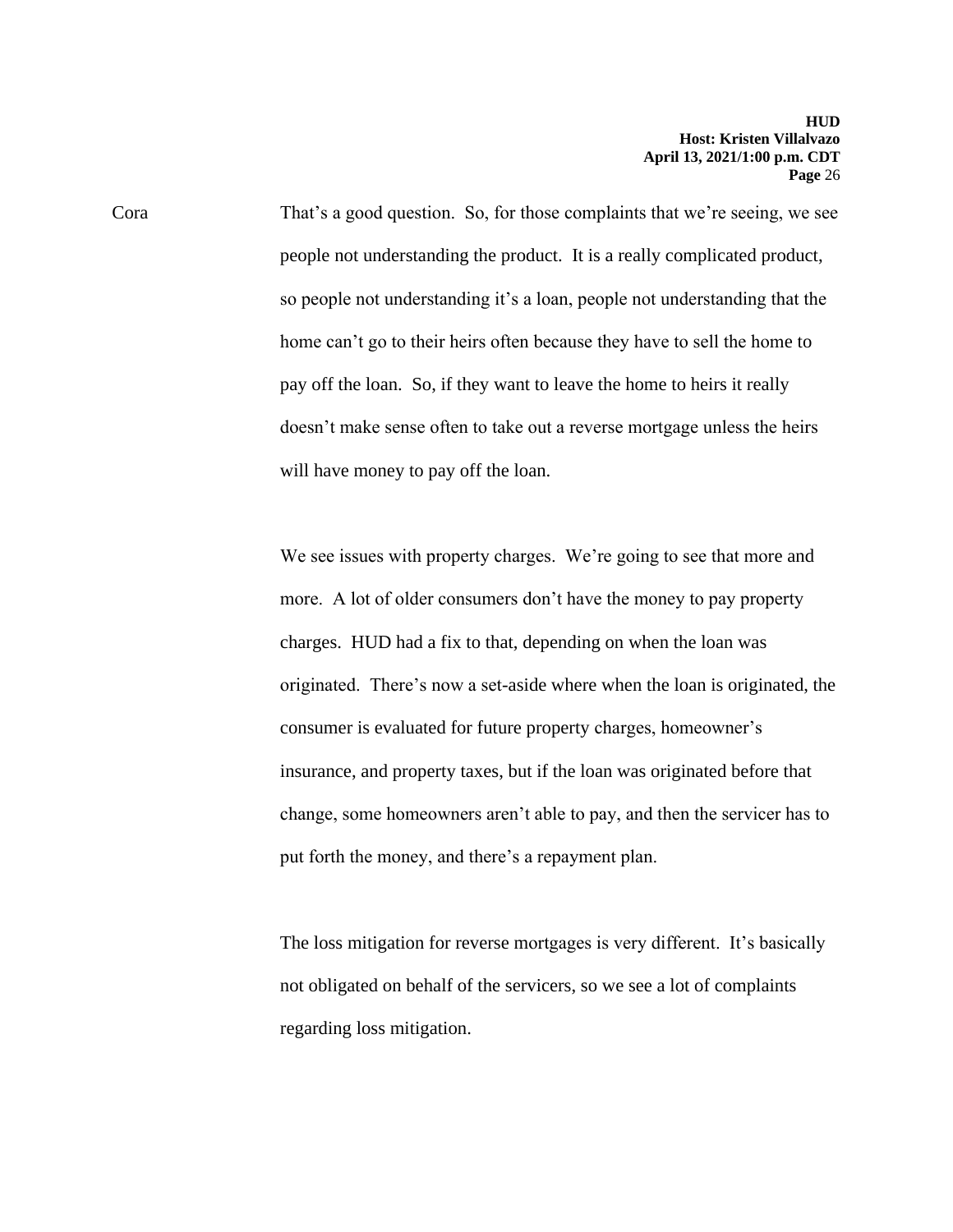Cora

That's a good question. So, for those complaints that we're seeing, we see people not understanding the product. It is a really complicated product, so people not understanding it's a loan, people not understanding that the home can't go to their heirs often because they have to sell the home to pay off the loan. So, if they want to leave the home to heirs it really doesn't make sense often to take out a reverse mortgage unless the heirs will have money to pay off the loan.

We see issues with property charges. We're going to see that more and more. A lot of older consumers don't have the money to pay property charges. HUD had a fix to that, depending on when the loan was originated. There's now a set-aside where when the loan is originated, the consumer is evaluated for future property charges, homeowner's insurance, and property taxes, but if the loan was originated before that change, some homeowners aren't able to pay, and then the servicer has to put forth the money, and there's a repayment plan.

The loss mitigation for reverse mortgages is very different. It's basically not obligated on behalf of the servicers, so we see a lot of complaints regarding loss mitigation.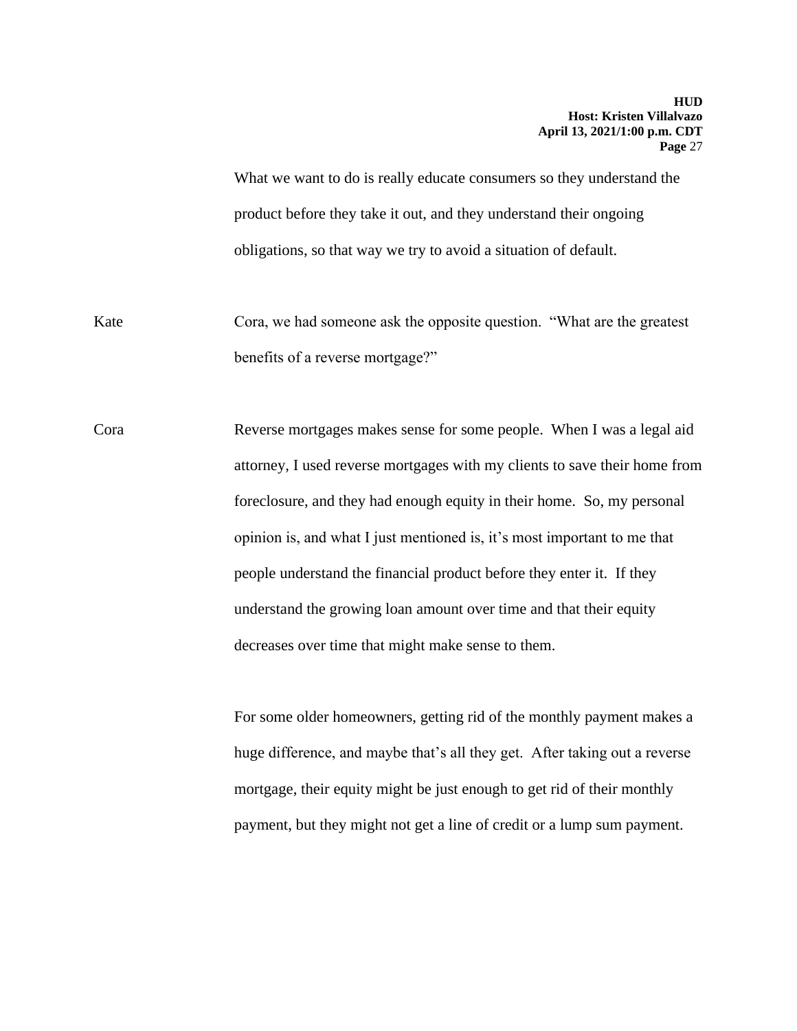What we want to do is really educate consumers so they understand the product before they take it out, and they understand their ongoing obligations, so that way we try to avoid a situation of default.

Kate: Cora, we had someone ask the opposite question. "What are the greatest benefits of a reverse mortgage?"

Cora: Reverse mortgages makes sense for some people. When I was a legal aid attorney, I used reverse mortgages with my clients to save their home from foreclosure, and they had enough equity in their home. So, my personal opinion is, and what I just mentioned is, it's most important to me that people understand the financial product before they enter it. If they understand the growing loan amount over time and that their equity decreases over time that might make sense to them.

For some older homeowners, getting rid of the monthly payment makes a huge difference, and maybe that's all they get. After taking out a reverse mortgage, their equity might be just enough to get rid of their monthly payment, but they might not get a line of credit or a lump sum payment.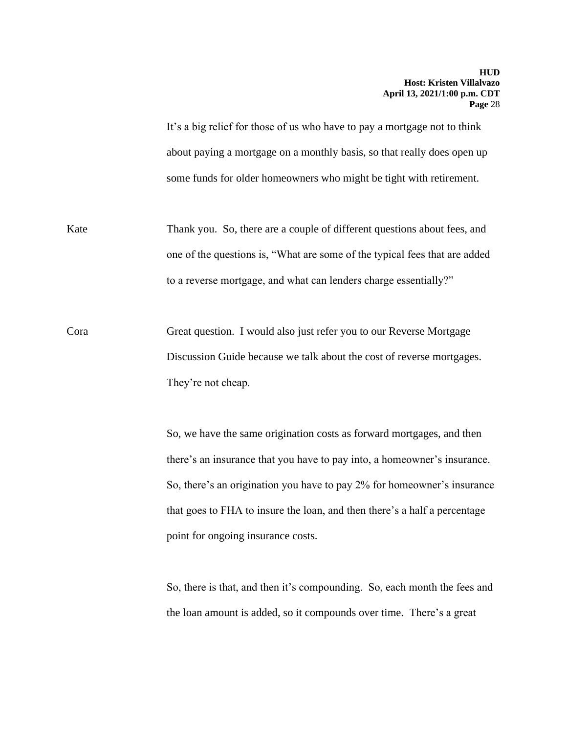It's a big relief for those of us who have to pay a mortgage not to think about paying a mortgage on a monthly basis, so that really does open up some funds for older homeowners who might be tight with retirement.

Kate: Thank you. So, there are a couple of different questions about fees, and one of the questions is, "What are some of the typical fees that are added to a reverse mortgage, and what can lenders charge essentially?"

Cora: Great question. I would also just refer you to our Reverse Mortgage Discussion Guide because we talk about the cost of reverse mortgages. They're not cheap.

So, we have the same origination costs as forward mortgages, and then there's an insurance that you have to pay into, a homeowner's insurance. So, there's an origination you have to pay 2% for homeowner's insurance that goes to FHA to insure the loan, and then there's a half a percentage point for ongoing insurance costs.

So, there is that, and then it's compounding. So, each month the fees and the loan amount is added, so it compounds over time. There's a great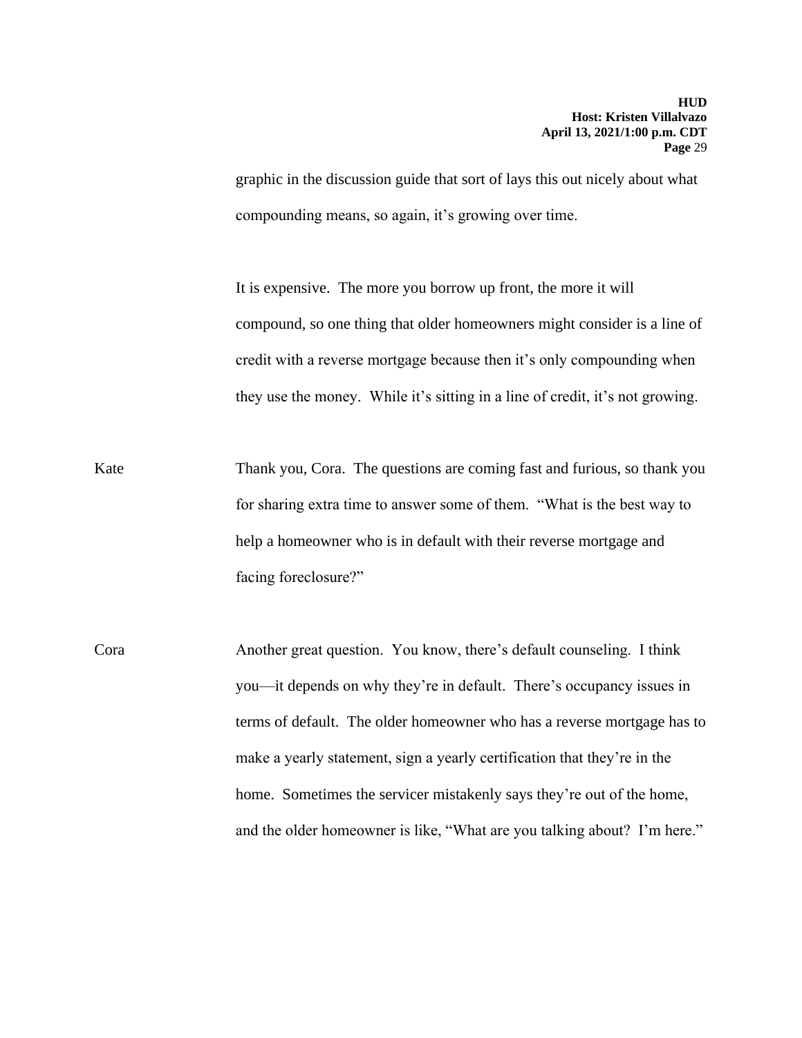graphic in the discussion guide that sort of lays this out nicely about what compounding means, so again, it's growing over time.

It is expensive. The more you borrow up front, the more it will compound, so one thing that older homeowners might consider is a line of credit with a reverse mortgage because then it's only compounding when they use the money. While it's sitting in a line of credit, it's not growing.

Kate Thank you, Cora. The questions are coming fast and furious, so thank you for sharing extra time to answer some of them. "What is the best way to help a homeowner who is in default with their reverse mortgage and facing foreclosure?"

Cora Another great question. You know, there's default counseling. I think you—it depends on why they're in default. There's occupancy issues in terms of default. The older homeowner who has a reverse mortgage has to make a yearly statement, sign a yearly certification that they're in the home. Sometimes the servicer mistakenly says they're out of the home, and the older homeowner is like, "What are you talking about? I'm here."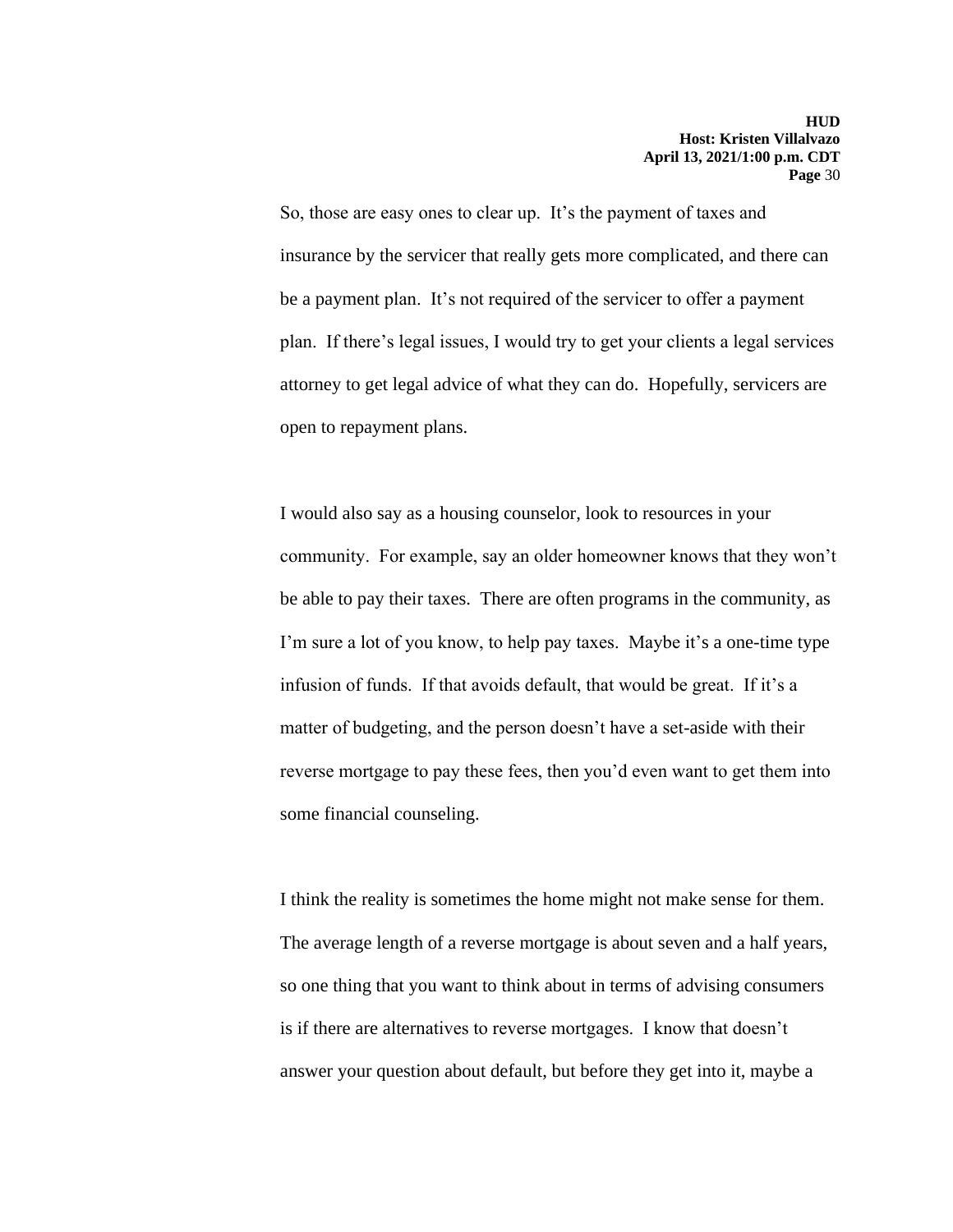So, those are easy ones to clear up. It's the payment of taxes and insurance by the servicer that really gets more complicated, and there can be a payment plan. It's not required of the servicer to offer a payment plan. If there's legal issues, I would try to get your clients a legal services attorney to get legal advice of what they can do. Hopefully, servicers are open to repayment plans.

I would also say as a housing counselor, look to resources in your community. For example, say an older homeowner knows that they won't be able to pay their taxes. There are often programs in the community, as I'm sure a lot of you know, to help pay taxes. Maybe it's a one-time type infusion of funds. If that avoids default, that would be great. If it's a matter of budgeting, and the person doesn't have a set-aside with their reverse mortgage to pay these fees, then you'd even want to get them into some financial counseling.

I think the reality is sometimes the home might not make sense for them. The average length of a reverse mortgage is about seven and a half years, so one thing that you want to think about in terms of advising consumers is if there are alternatives to reverse mortgages. I know that doesn't answer your question about default, but before they get into it, maybe a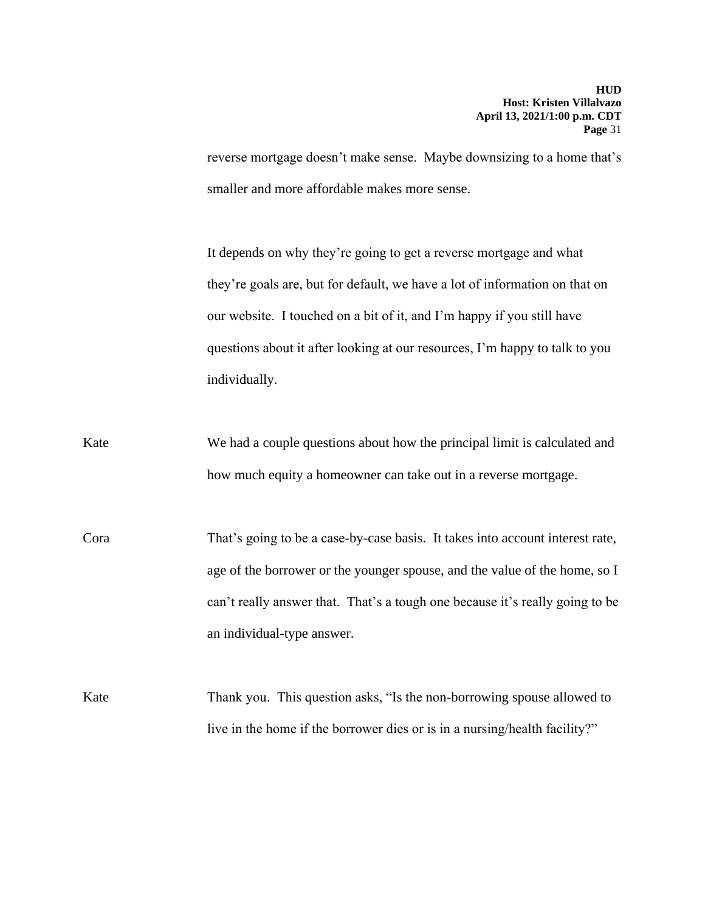reverse mortgage doesn't make sense. Maybe downsizing to a home that's smaller and more affordable makes more sense.

It depends on why they're going to get a reverse mortgage and what they're goals are, but for default, we have a lot of information on that on our website. I touched on a bit of it, and I'm happy if you still have questions about it after looking at our resources, I'm happy to talk to you individually.

Kate We had a couple questions about how the principal limit is calculated and how much equity a homeowner can take out in a reverse mortgage.

Cora That's going to be a case-by-case basis. It takes into account interest rate, age of the borrower or the younger spouse, and the value of the home, so I can't really answer that. That's a tough one because it's really going to be an individual-type answer.

Kate Thank you. This question asks, "Is the non-borrowing spouse allowed to live in the home if the borrower dies or is in a nursing/health facility?"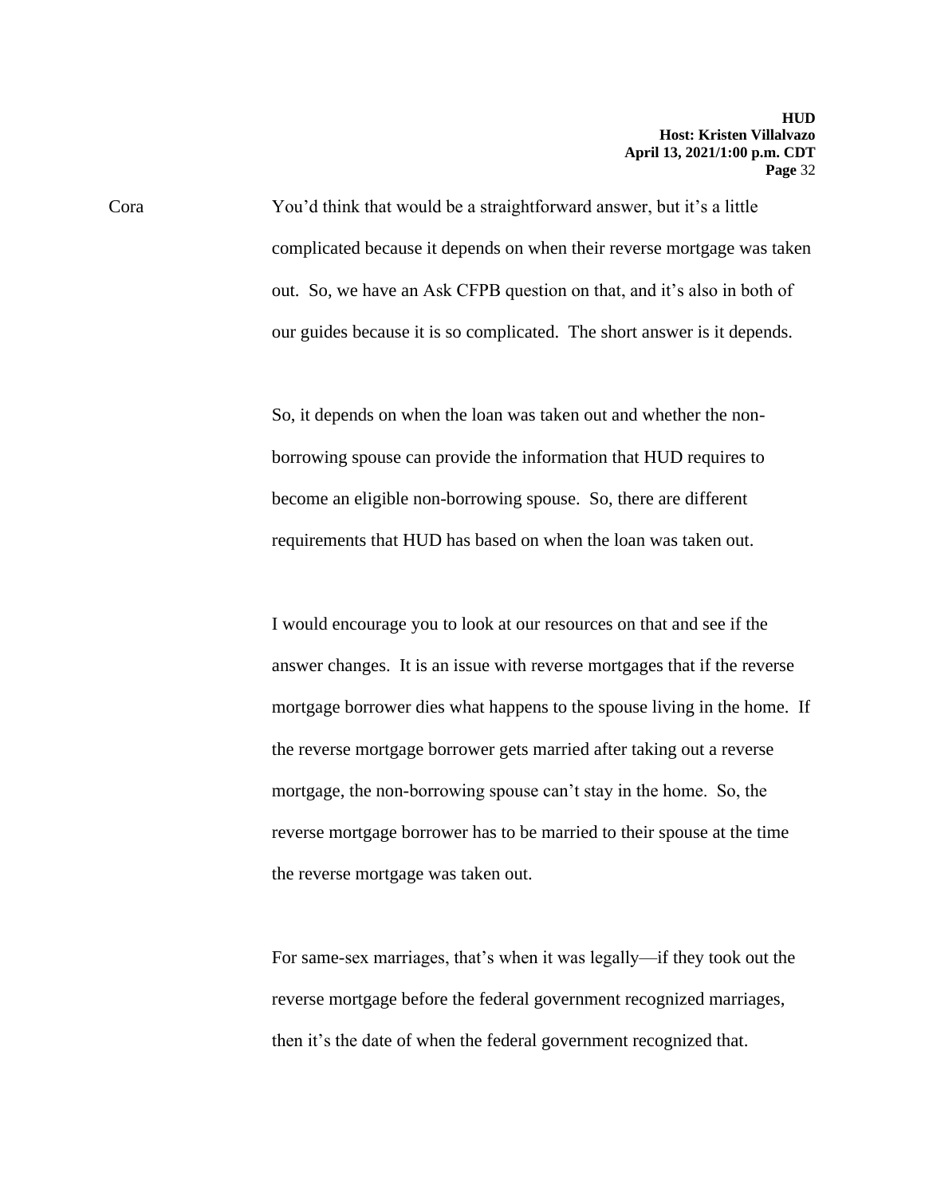Cora You'd think that would be a straightforward answer, but it's a little complicated because it depends on when their reverse mortgage was taken out. So, we have an Ask CFPB question on that, and it's also in both of our guides because it is so complicated. The short answer is it depends.

So, it depends on when the loan was taken out and whether the non-borrowing spouse can provide the information that HUD requires to become an eligible non-borrowing spouse. So, there are different requirements that HUD has based on when the loan was taken out.

I would encourage you to look at our resources on that and see if the answer changes. It is an issue with reverse mortgages that if the reverse mortgage borrower dies what happens to the spouse living in the home. If the reverse mortgage borrower gets married after taking out a reverse mortgage, the non-borrowing spouse can't stay in the home. So, the reverse mortgage borrower has to be married to their spouse at the time the reverse mortgage was taken out.

For same-sex marriages, that's when it was legally—if they took out the reverse mortgage before the federal government recognized marriages, then it's the date of when the federal government recognized that.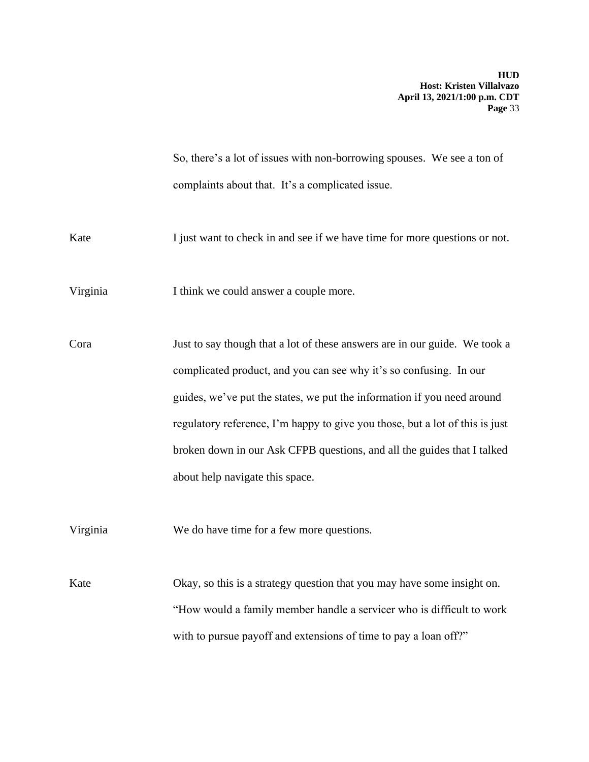So, there's a lot of issues with non-borrowing spouses. We see a ton of complaints about that. It's a complicated issue.

Kate: I just want to check in and see if we have time for more questions or not.

Virginia: I think we could answer a couple more.

Cora: Just to say though that a lot of these answers are in our guide. We took a complicated product, and you can see why it's so confusing. In our guides, we've put the states, we put the information if you need around regulatory reference, I'm happy to give you those, but a lot of this is just broken down in our Ask CFPB questions, and all the guides that I talked about help navigate this space.

Virginia: We do have time for a few more questions.

Kate: Okay, so this is a strategy question that you may have some insight on. "How would a family member handle a servicer who is difficult to work with to pursue payoff and extensions of time to pay a loan off?"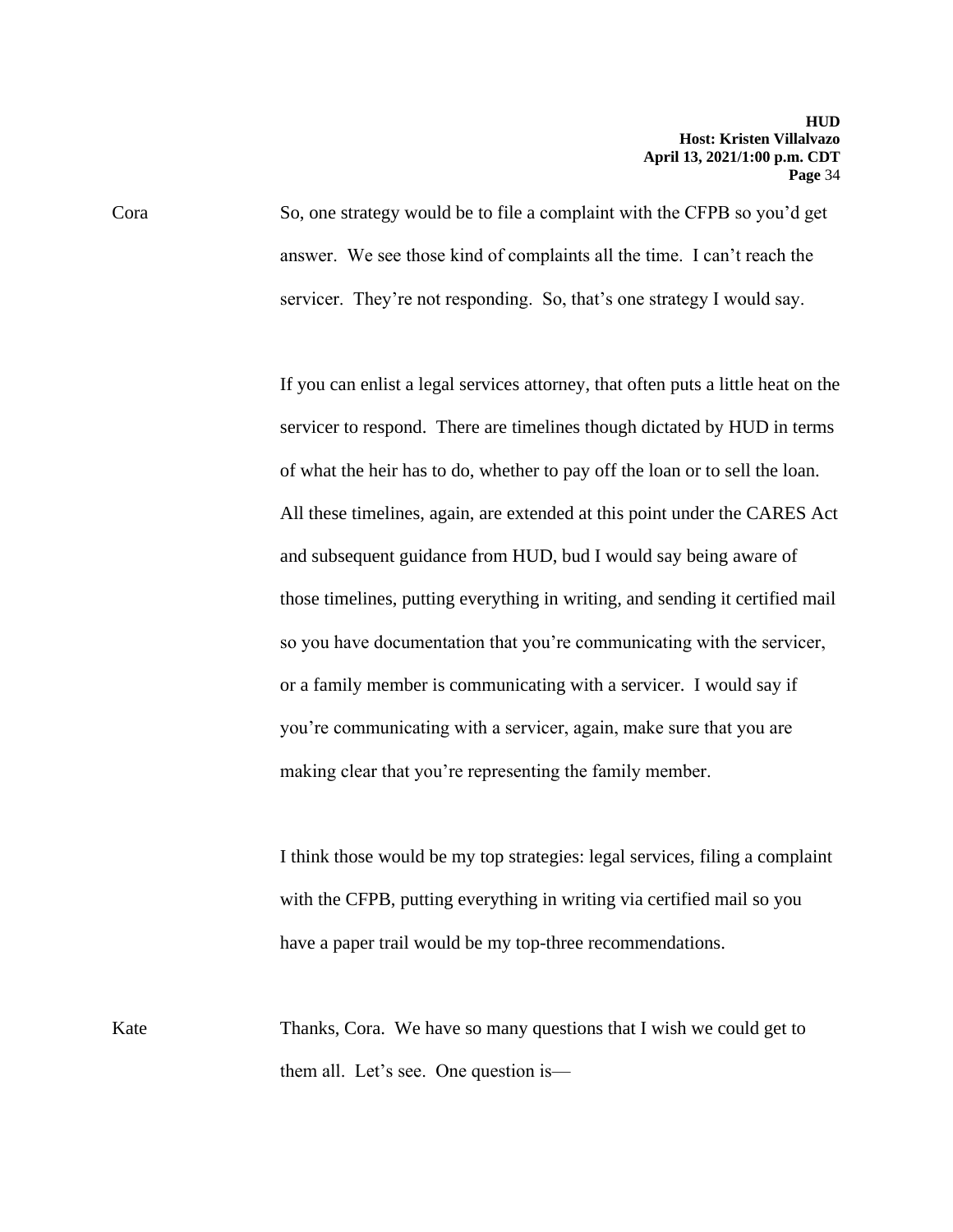Cora So, one strategy would be to file a complaint with the CFPB so you'd get answer. We see those kind of complaints all the time. I can't reach the servicer. They're not responding. So, that's one strategy I would say.

If you can enlist a legal services attorney, that often puts a little heat on the servicer to respond. There are timelines though dictated by HUD in terms of what the heir has to do, whether to pay off the loan or to sell the loan. All these timelines, again, are extended at this point under the CARES Act and subsequent guidance from HUD, bud I would say being aware of those timelines, putting everything in writing, and sending it certified mail so you have documentation that you're communicating with the servicer, or a family member is communicating with a servicer. I would say if you're communicating with a servicer, again, make sure that you are making clear that you're representing the family member.

I think those would be my top strategies: legal services, filing a complaint with the CFPB, putting everything in writing via certified mail so you have a paper trail would be my top-three recommendations.

Kate Thanks, Cora. We have so many questions that I wish we could get to them all. Let's see. One question is—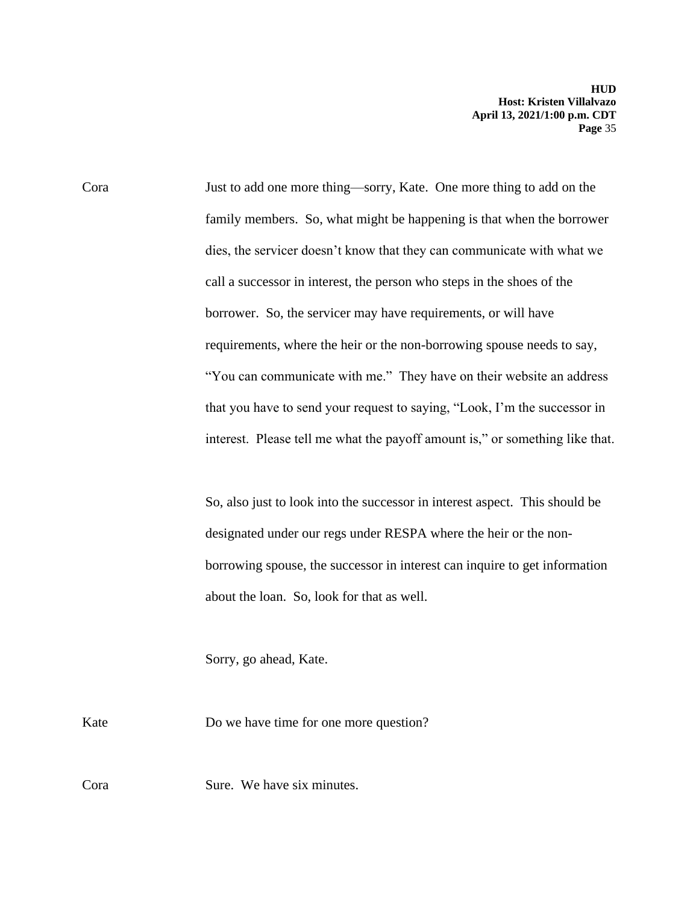Cora Just to add one more thing—sorry, Kate. One more thing to add on the family members. So, what might be happening is that when the borrower dies, the servicer doesn't know that they can communicate with what we call a successor in interest, the person who steps in the shoes of the borrower. So, the servicer may have requirements, or will have requirements, where the heir or the non-borrowing spouse needs to say, "You can communicate with me." They have on their website an address that you have to send your request to saying, "Look, I'm the successor in interest. Please tell me what the payoff amount is," or something like that.

So, also just to look into the successor in interest aspect. This should be designated under our regs under RESPA where the heir or the non-borrowing spouse, the successor in interest can inquire to get information about the loan. So, look for that as well.

Sorry, go ahead, Kate.

Kate Do we have time for one more question?

Cora Sure. We have six minutes.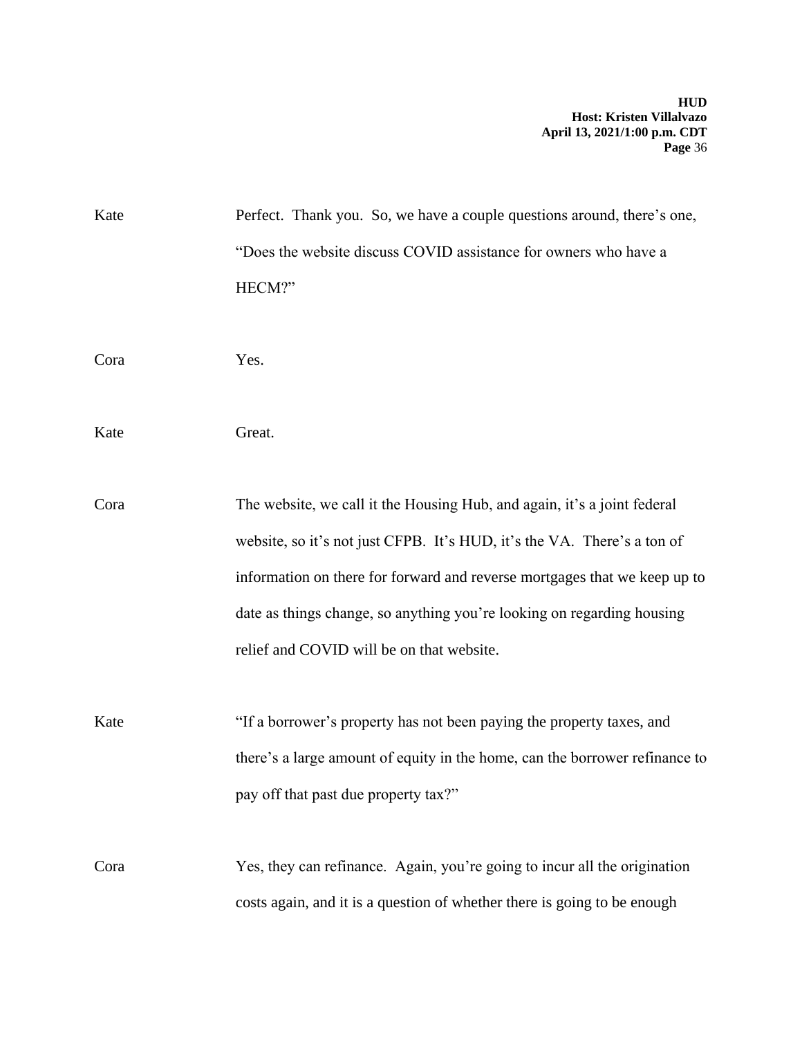Kate Perfect. Thank you. So, we have a couple questions around, there's one, "Does the website discuss COVID assistance for owners who have a HECM?"

Cora Yes.

Kate Great.

Cora The website, we call it the Housing Hub, and again, it's a joint federal website, so it's not just CFPB. It's HUD, it's the VA. There's a ton of information on there for forward and reverse mortgages that we keep up to date as things change, so anything you're looking on regarding housing relief and COVID will be on that website.

Kate "If a borrower's property has not been paying the property taxes, and there's a large amount of equity in the home, can the borrower refinance to pay off that past due property tax?"

Cora Yes, they can refinance. Again, you're going to incur all the origination costs again, and it is a question of whether there is going to be enough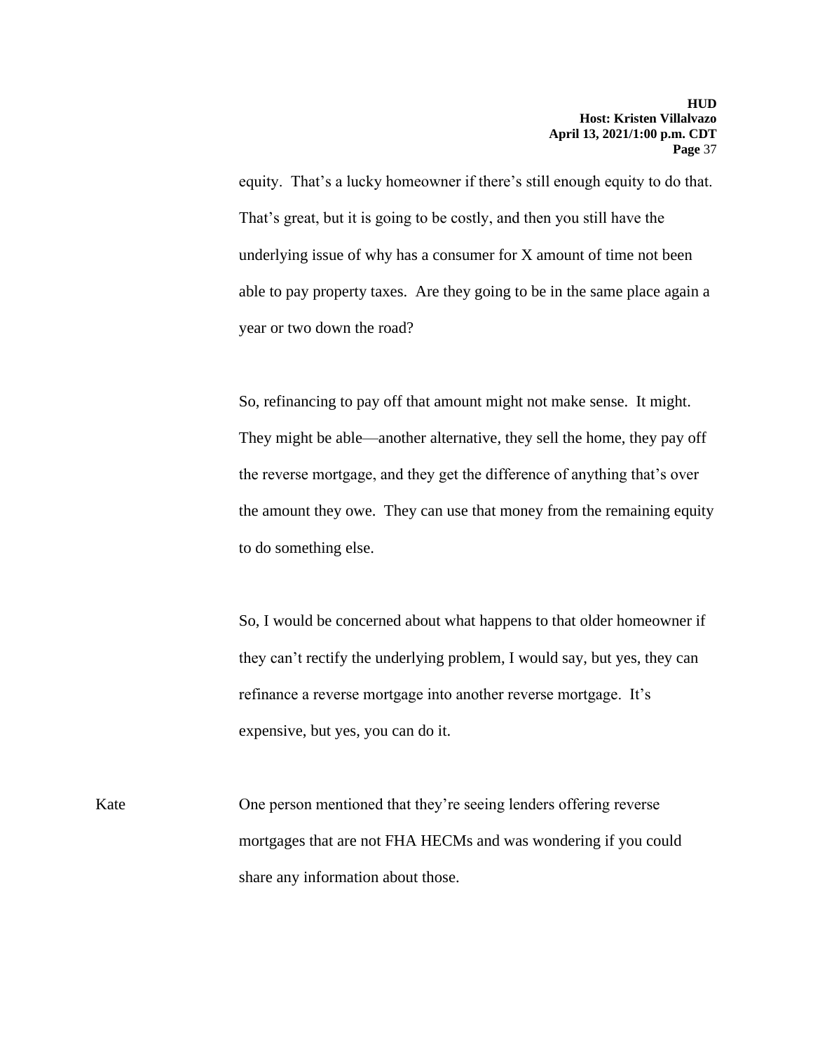equity. That's a lucky homeowner if there's still enough equity to do that. That's great, but it is going to be costly, and then you still have the underlying issue of why has a consumer for X amount of time not been able to pay property taxes. Are they going to be in the same place again a year or two down the road?

So, refinancing to pay off that amount might not make sense. It might. They might be able—another alternative, they sell the home, they pay off the reverse mortgage, and they get the difference of anything that's over the amount they owe. They can use that money from the remaining equity to do something else.

So, I would be concerned about what happens to that older homeowner if they can't rectify the underlying problem, I would say, but yes, they can refinance a reverse mortgage into another reverse mortgage. It's expensive, but yes, you can do it.

Kate One person mentioned that they're seeing lenders offering reverse mortgages that are not FHA HECMs and was wondering if you could share any information about those.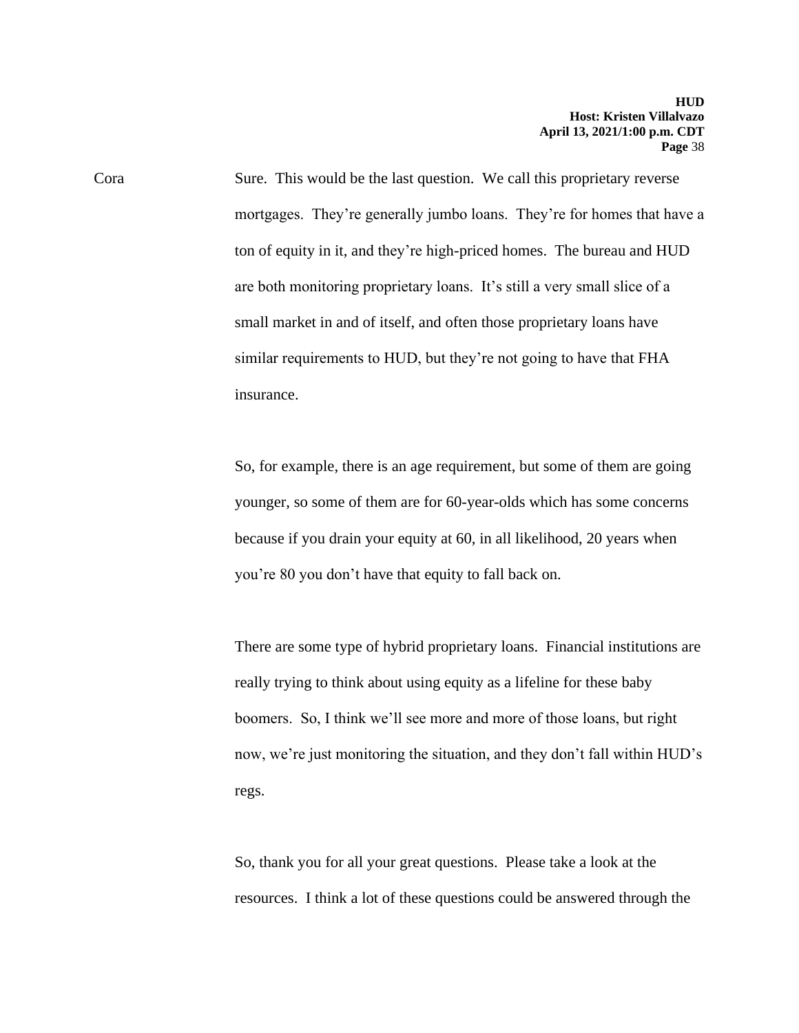Cora Sure. This would be the last question. We call this proprietary reverse mortgages. They're generally jumbo loans. They're for homes that have a ton of equity in it, and they're high-priced homes. The bureau and HUD are both monitoring proprietary loans. It's still a very small slice of a small market in and of itself, and often those proprietary loans have similar requirements to HUD, but they're not going to have that FHA insurance.

So, for example, there is an age requirement, but some of them are going younger, so some of them are for 60-year-olds which has some concerns because if you drain your equity at 60, in all likelihood, 20 years when you're 80 you don't have that equity to fall back on.

There are some type of hybrid proprietary loans. Financial institutions are really trying to think about using equity as a lifeline for these baby boomers. So, I think we'll see more and more of those loans, but right now, we're just monitoring the situation, and they don't fall within HUD's regs.

So, thank you for all your great questions. Please take a look at the resources. I think a lot of these questions could be answered through the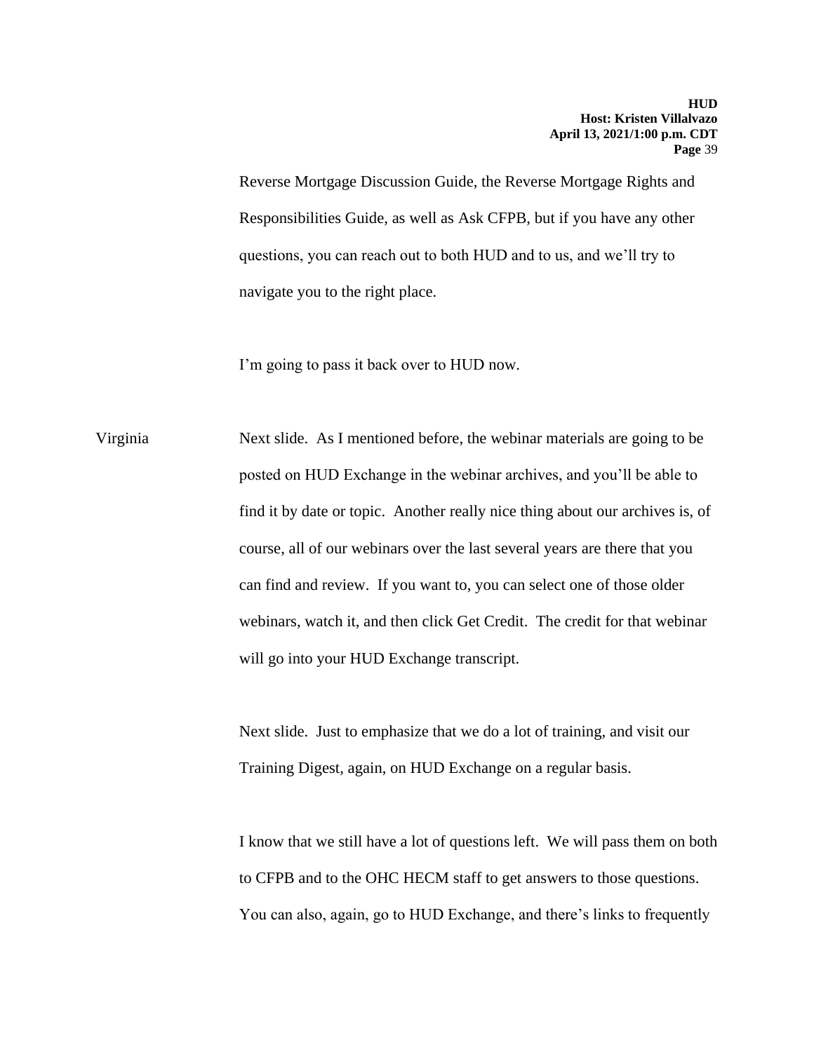Reverse Mortgage Discussion Guide, the Reverse Mortgage Rights and Responsibilities Guide, as well as Ask CFPB, but if you have any other questions, you can reach out to both HUD and to us, and we'll try to navigate you to the right place.

I'm going to pass it back over to HUD now.

Virginia Next slide. As I mentioned before, the webinar materials are going to be posted on HUD Exchange in the webinar archives, and you'll be able to find it by date or topic. Another really nice thing about our archives is, of course, all of our webinars over the last several years are there that you can find and review. If you want to, you can select one of those older webinars, watch it, and then click Get Credit. The credit for that webinar will go into your HUD Exchange transcript.

Next slide. Just to emphasize that we do a lot of training, and visit our Training Digest, again, on HUD Exchange on a regular basis.

I know that we still have a lot of questions left. We will pass them on both to CFPB and to the OHC HECM staff to get answers to those questions. You can also, again, go to HUD Exchange, and there's links to frequently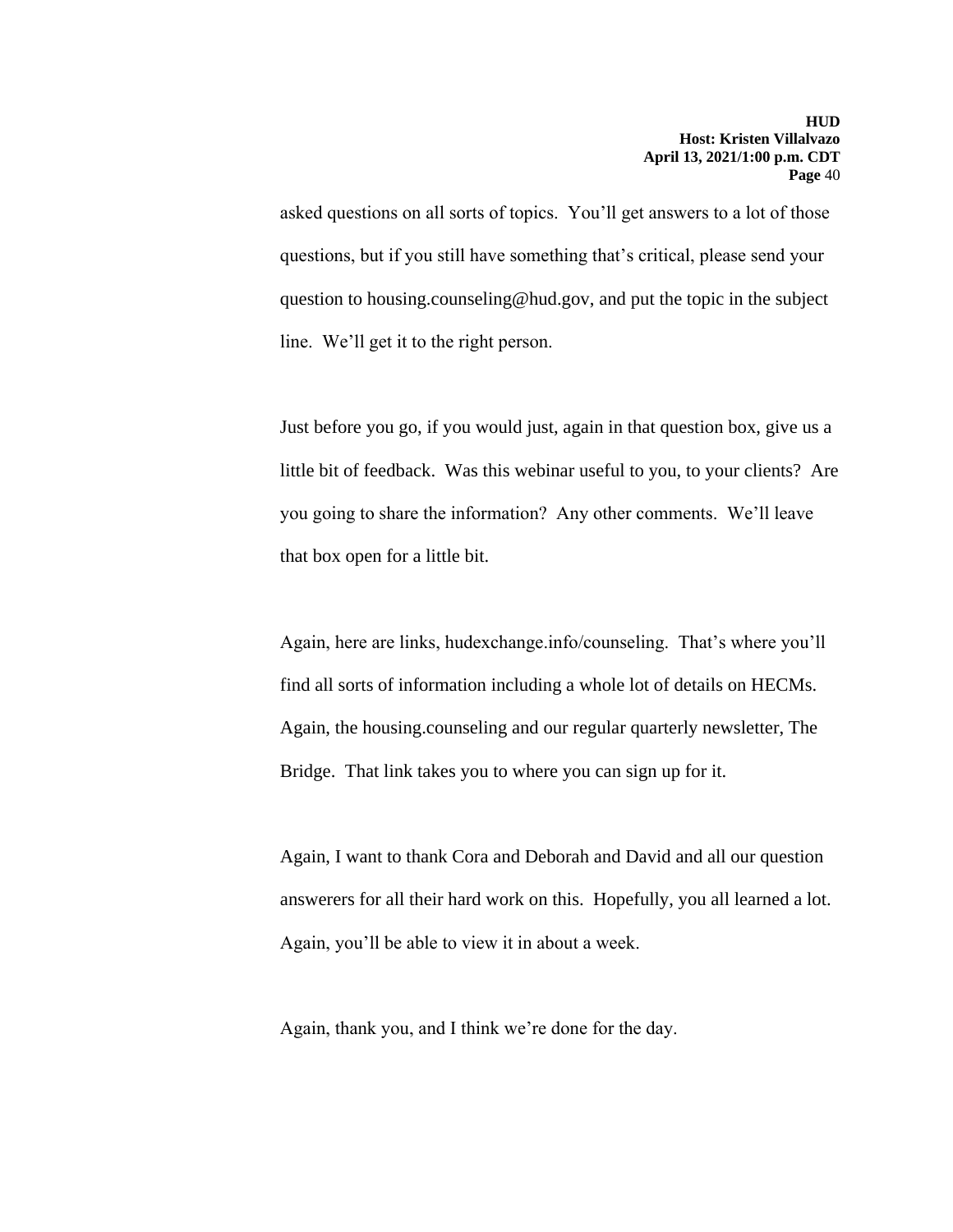asked questions on all sorts of topics. You'll get answers to a lot of those questions, but if you still have something that's critical, please send your question to housing.counseling@hud.gov, and put the topic in the subject line. We'll get it to the right person.

Just before you go, if you would just, again in that question box, give us a little bit of feedback. Was this webinar useful to you, to your clients? Are you going to share the information? Any other comments. We'll leave that box open for a little bit.

Again, here are links, hudexchange.info/counseling. That's where you'll find all sorts of information including a whole lot of details on HECMs. Again, the housing.counseling and our regular quarterly newsletter, The Bridge. That link takes you to where you can sign up for it.

Again, I want to thank Cora and Deborah and David and all our question answerers for all their hard work on this. Hopefully, you all learned a lot. Again, you'll be able to view it in about a week.

Again, thank you, and I think we're done for the day.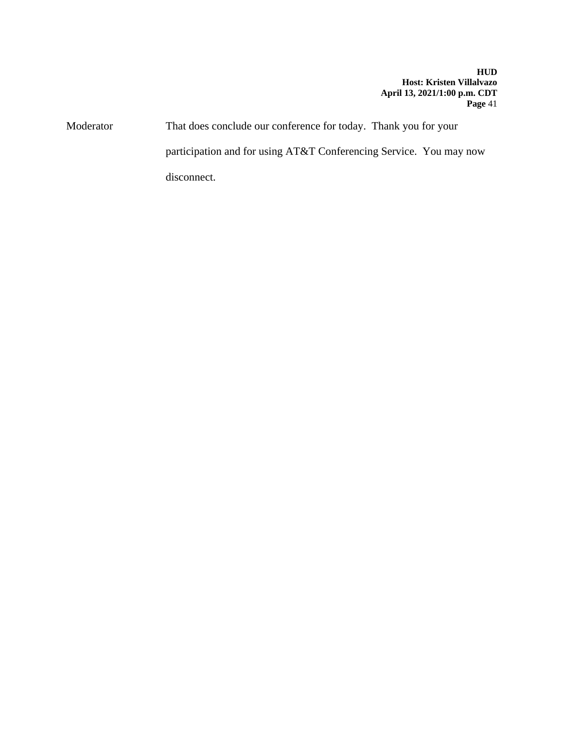Moderator That does conclude our conference for today. Thank you for your participation and for using AT&T Conferencing Service. You may now disconnect.